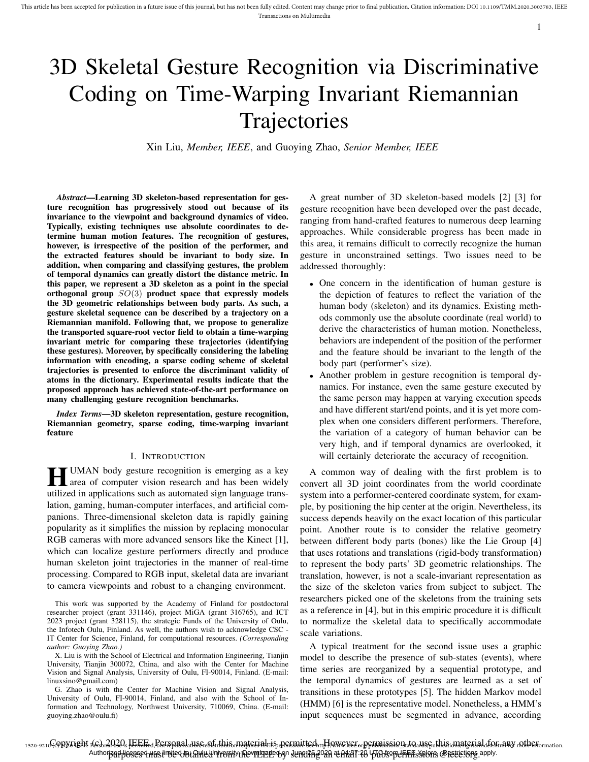# 3D Skeletal Gesture Recognition via Discriminative Coding on Time-Warping Invariant Riemannian Trajectories

Xin Liu, *Member, IEEE*, and Guoying Zhao, *Senior Member, IEEE*

***Abstract*—Learning 3D skeleton-based representation for gesture recognition has progressively stood out because of its invariance to the viewpoint and background dynamics of video. Typically, existing techniques use absolute coordinates to determine human motion features. The recognition of gestures, however, is irrespective of the position of the performer, and the extracted features should be invariant to body size. In addition, when comparing and classifying gestures, the problem of temporal dynamics can greatly distort the distance metric. In this paper, we represent a 3D skeleton as a point in the special orthogonal group $SO(3)$ product space that expressly models the 3D geometric relationships between body parts. As such, a gesture skeletal sequence can be described by a trajectory on a Riemannian manifold. Following that, we propose to generalize the transported square-root vector field to obtain a time-warping invariant metric for comparing these trajectories (identifying these gestures). Moreover, by specifically considering the labeling information with encoding, a sparse coding scheme of skeletal trajectories is presented to enforce the discriminant validity of atoms in the dictionary. Experimental results indicate that the proposed approach has achieved state-of-the-art performance on many challenging gesture recognition benchmarks.**

***Index Terms*—3D skeleton representation, gesture recognition, Riemannian geometry, sparse coding, time-warping invariant feature**

## I. Introduction

HUMAN body gesture recognition is emerging as a key area of computer vision research and has been widely utilized in applications such as automated sign language translation, gaming, human-computer interfaces, and artificial companions. Three-dimensional skeleton data is rapidly gaining popularity as it simplifies the mission by replacing monocular RGB cameras with more advanced sensors like the Kinect [1], which can localize gesture performers directly and produce human skeleton joint trajectories in the manner of real-time processing. Compared to RGB input, skeletal data are invariant to camera viewpoints and robust to a changing environment.

This work was supported by the Academy of Finland for postdoctoral researcher project (grant 331146), project MiGA (grant 316765), and ICT 2023 project (grant 328115), the strategic Funds of the University of Oulu, the Infotech Oulu, Finland. As well, the authors wish to acknowledge CSC - IT Center for Science, Finland, for computational resources. *(Corresponding author: Guoying Zhao.)*

X. Liu is with the School of Electrical and Information Engineering, Tianjin University, Tianjin 300072, China, and also with the Center for Machine Vision and Signal Analysis, University of Oulu, FI-90014, Finland. (E-mail: linuxsino@gmail.com)

G. Zhao is with the Center for Machine Vision and Signal Analysis, University of Oulu, FI-90014, Finland, and also with the School of Information and Technology, Northwest University, 710069, China. (E-mail: guoying.zhao@oulu.fi)

A great number of 3D skeleton-based models [2] [3] for gesture recognition have been developed over the past decade, ranging from hand-crafted features to numerous deep learning approaches. While considerable progress has been made in this area, it remains difficult to correctly recognize the human gesture in unconstrained settings. Two issues need to be addressed thoroughly:

- One concern in the identification of human gesture is the depiction of features to reflect the variation of the human body (skeleton) and its dynamics. Existing methods commonly use the absolute coordinate (real world) to derive the characteristics of human motion. Nonetheless, behaviors are independent of the position of the performer and the feature should be invariant to the length of the body part (performer's size).
- Another problem in gesture recognition is temporal dynamics. For instance, even the same gesture executed by the same person may happen at varying execution speeds and have different start/end points, and it is yet more complex when one considers different performers. Therefore, the variation of a category of human behavior can be very high, and if temporal dynamics are overlooked, it will certainly deteriorate the accuracy of recognition.

A common way of dealing with the first problem is to convert all 3D joint coordinates from the world coordinate system into a performer-centered coordinate system, for example, by positioning the hip center at the origin. Nevertheless, its success depends heavily on the exact location of this particular point. Another route is to consider the relative geometry between different body parts (bones) like the Lie Group [4] that uses rotations and translations (rigid-body transformation) to represent the body parts' 3D geometric relationships. The translation, however, is not a scale-invariant representation as the size of the skeleton varies from subject to subject. The researchers picked one of the skeletons from the training sets as a reference in [4], but in this empiric procedure it is difficult to normalize the skeletal data to specifically accommodate scale variations.

A typical treatment for the second issue uses a graphic model to describe the presence of sub-states (events), where time series are reorganized by a sequential prototype, and the temporal dynamics of gestures are learned as a set of transitions in these prototypes [5]. The hidden Markov model (HMM) [6] is the representative model. Nonetheless, a HMM's input sequences must be segmented in advance, according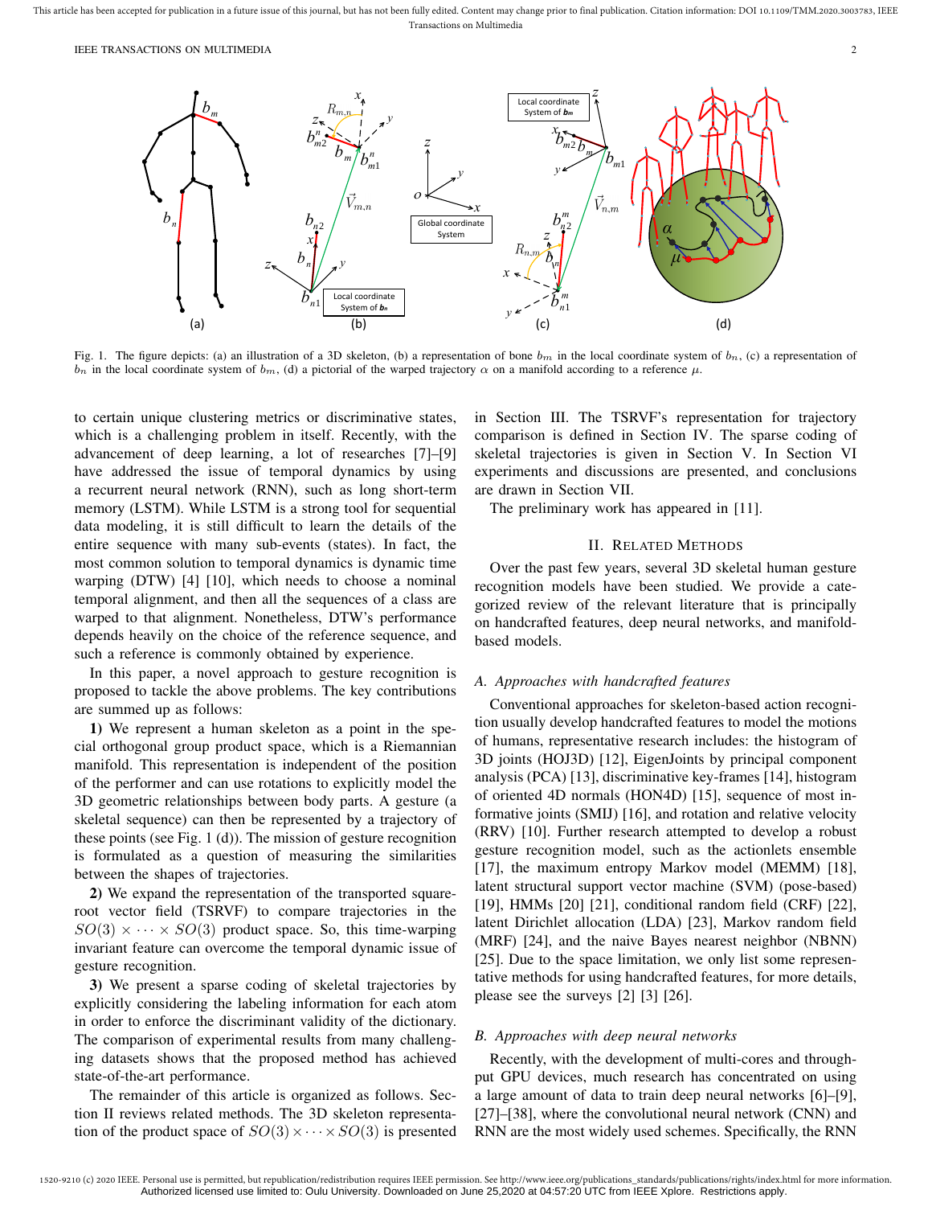Fig. 1. The figure depicts: (a) an illustration of a 3D skeleton, (b) a representation of bone $b_m$ in the local coordinate system of $b_n$, (c) a representation of $b_n$ in the local coordinate system of $b_m$, (d) a pictorial of the warped trajectory $\alpha$ on a manifold according to a reference $\mu$.

to certain unique clustering metrics or discriminative states, which is a challenging problem in itself. Recently, with the advancement of deep learning, a lot of researches [7]–[9] have addressed the issue of temporal dynamics by using a recurrent neural network (RNN), such as long short-term memory (LSTM). While LSTM is a strong tool for sequential data modeling, it is still difficult to learn the details of the entire sequence with many sub-events (states). In fact, the most common solution to temporal dynamics is dynamic time warping (DTW) [4] [10], which needs to choose a nominal temporal alignment, and then all the sequences of a class are warped to that alignment. Nonetheless, DTW's performance depends heavily on the choice of the reference sequence, and such a reference is commonly obtained by experience.

In this paper, a novel approach to gesture recognition is proposed to tackle the above problems. The key contributions are summed up as follows:

**1)** We represent a human skeleton as a point in the special orthogonal group product space, which is a Riemannian manifold. This representation is independent of the position of the performer and can use rotations to explicitly model the 3D geometric relationships between body parts. A gesture (a skeletal sequence) can then be represented by a trajectory of these points (see Fig. 1 (d)). The mission of gesture recognition is formulated as a question of measuring the similarities between the shapes of trajectories.

**2)** We expand the representation of the transported square-root vector field (TSRVF) to compare trajectories in the $SO(3) \times \cdots \times SO(3)$ product space. So, this time-warping invariant feature can overcome the temporal dynamic issue of gesture recognition.

**3)** We present a sparse coding of skeletal trajectories by explicitly considering the labeling information for each atom in order to enforce the discriminant validity of the dictionary. The comparison of experimental results from many challenging datasets shows that the proposed method has achieved state-of-the-art performance.

The remainder of this article is organized as follows. Section II reviews related methods. The 3D skeleton representation of the product space of $SO(3) \times \cdots \times SO(3)$ is presented in Section III. The TSRVF's representation for trajectory comparison is defined in Section IV. The sparse coding of skeletal trajectories is given in Section V. In Section VI experiments and discussions are presented, and conclusions are drawn in Section VII.

The preliminary work has appeared in [11].

## II. Related Methods

Over the past few years, several 3D skeletal human gesture recognition models have been studied. We provide a categorized review of the relevant literature that is principally on handcrafted features, deep neural networks, and manifold-based models.

### A. Approaches with handcrafted features

Conventional approaches for skeleton-based action recognition usually develop handcrafted features to model the motions of humans, representative research includes: the histogram of 3D joints (HOJ3D) [12], EigenJoints by principal component analysis (PCA) [13], discriminative key-frames [14], histogram of oriented 4D normals (HON4D) [15], sequence of most informative joints (SMIJ) [16], and rotation and relative velocity (RRV) [10]. Further research attempted to develop a robust gesture recognition model, such as the actionlets ensemble [17], the maximum entropy Markov model (MEMM) [18], latent structural support vector machine (SVM) (pose-based) [19], HMMs [20] [21], conditional random field (CRF) [22], latent Dirichlet allocation (LDA) [23], Markov random field (MRF) [24], and the naive Bayes nearest neighbor (NBNN) [25]. Due to the space limitation, we only list some representative methods for using handcrafted features, for more details, please see the surveys [2] [3] [26].

### B. Approaches with deep neural networks

Recently, with the development of multi-cores and throughput GPU devices, much research has concentrated on using a large amount of data to train deep neural networks [6]–[9], [27]–[38], where the convolutional neural network (CNN) and RNN are the most widely used schemes. Specifically, the RNN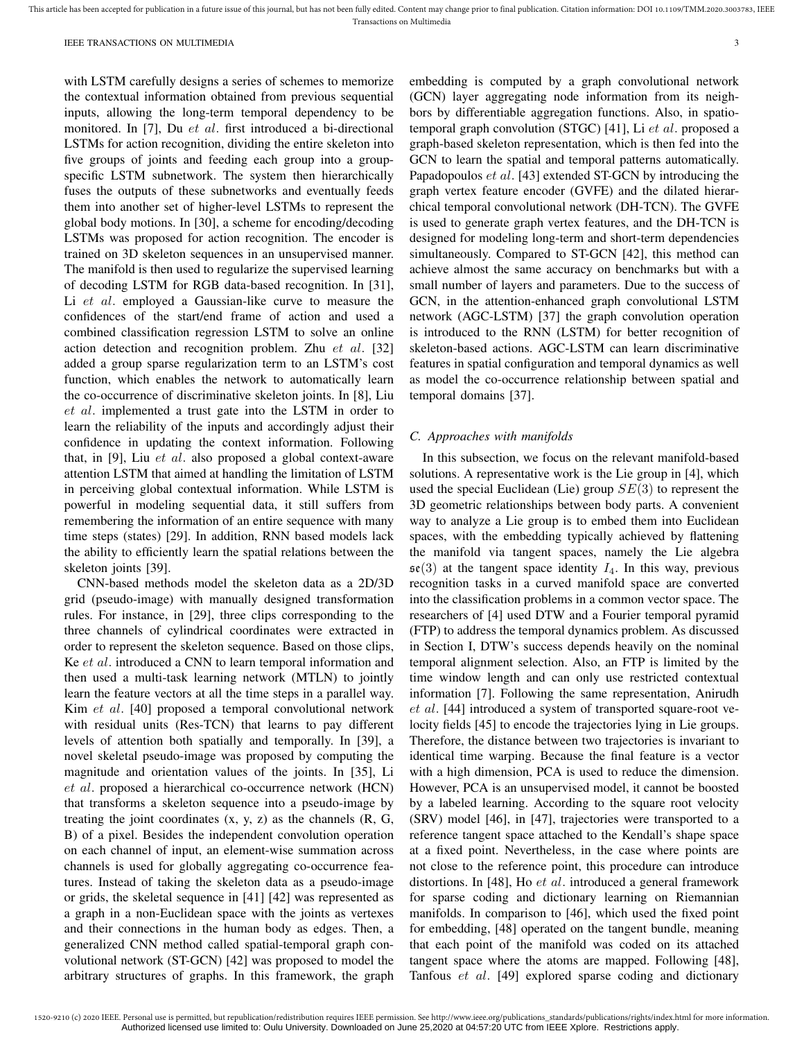with LSTM carefully designs a series of schemes to memorize the contextual information obtained from previous sequential inputs, allowing the long-term temporal dependency to be monitored. In [7], Du *et al*. first introduced a bi-directional LSTMs for action recognition, dividing the entire skeleton into five groups of joints and feeding each group into a group-specific LSTM subnetwork. The system then hierarchically fuses the outputs of these subnetworks and eventually feeds them into another set of higher-level LSTMs to represent the global body motions. In [30], a scheme for encoding/decoding LSTMs was proposed for action recognition. The encoder is trained on 3D skeleton sequences in an unsupervised manner. The manifold is then used to regularize the supervised learning of decoding LSTM for RGB data-based recognition. In [31], Li *et al*. employed a Gaussian-like curve to measure the confidences of the start/end frame of action and used a combined classification regression LSTM to solve an online action detection and recognition problem. Zhu *et al*. [32] added a group sparse regularization term to an LSTM's cost function, which enables the network to automatically learn the co-occurrence of discriminative skeleton joints. In [8], Liu *et al*. implemented a trust gate into the LSTM in order to learn the reliability of the inputs and accordingly adjust their confidence in updating the context information. Following that, in [9], Liu *et al*. also proposed a global context-aware attention LSTM that aimed at handling the limitation of LSTM in perceiving global contextual information. While LSTM is powerful in modeling sequential data, it still suffers from remembering the information of an entire sequence with many time steps (states) [29]. In addition, RNN based models lack the ability to efficiently learn the spatial relations between the skeleton joints [39].

CNN-based methods model the skeleton data as a 2D/3D grid (pseudo-image) with manually designed transformation rules. For instance, in [29], three clips corresponding to the three channels of cylindrical coordinates were extracted in order to represent the skeleton sequence. Based on those clips, Ke *et al*. introduced a CNN to learn temporal information and then used a multi-task learning network (MTLN) to jointly learn the feature vectors at all the time steps in a parallel way. Kim *et al*. [40] proposed a temporal convolutional network with residual units (Res-TCN) that learns to pay different levels of attention both spatially and temporally. In [39], a novel skeletal pseudo-image was proposed by computing the magnitude and orientation values of the joints. In [35], Li *et al*. proposed a hierarchical co-occurrence network (HCN) that transforms a skeleton sequence into a pseudo-image by treating the joint coordinates (x, y, z) as the channels (R, G, B) of a pixel. Besides the independent convolution operation on each channel of input, an element-wise summation across channels is used for globally aggregating co-occurrence features. Instead of taking the skeleton data as a pseudo-image or grids, the skeletal sequence in [41] [42] was represented as a graph in a non-Euclidean space with the joints as vertexes and their connections in the human body as edges. Then, a generalized CNN method called spatial-temporal graph convolutional network (ST-GCN) [42] was proposed to model the arbitrary structures of graphs. In this framework, the graph embedding is computed by a graph convolutional network (GCN) layer aggregating node information from its neighbors by differentiable aggregation functions. Also, in spatio-temporal graph convolution (STGC) [41], Li *et al*. proposed a graph-based skeleton representation, which is then fed into the GCN to learn the spatial and temporal patterns automatically. Papadopoulos *et al*. [43] extended ST-GCN by introducing the graph vertex feature encoder (GVFE) and the dilated hierarchical temporal convolutional network (DH-TCN). The GVFE is used to generate graph vertex features, and the DH-TCN is designed for modeling long-term and short-term dependencies simultaneously. Compared to ST-GCN [42], this method can achieve almost the same accuracy on benchmarks but with a small number of layers and parameters. Due to the success of GCN, in the attention-enhanced graph convolutional LSTM network (AGC-LSTM) [37] the graph convolution operation is introduced to the RNN (LSTM) for better recognition of skeleton-based actions. AGC-LSTM can learn discriminative features in spatial configuration and temporal dynamics as well as model the co-occurrence relationship between spatial and temporal domains [37].

### C. Approaches with manifolds

In this subsection, we focus on the relevant manifold-based solutions. A representative work is the Lie group in [4], which used the special Euclidean (Lie) group $SE(3)$ to represent the 3D geometric relationships between body parts. A convenient way to analyze a Lie group is to embed them into Euclidean spaces, with the embedding typically achieved by flattening the manifold via tangent spaces, namely the Lie algebra $\mathfrak{se}(3)$ at the tangent space identity $I_4$. In this way, previous recognition tasks in a curved manifold space are converted into the classification problems in a common vector space. The researchers of [4] used DTW and a Fourier temporal pyramid (FTP) to address the temporal dynamics problem. As discussed in Section I, DTW's success depends heavily on the nominal temporal alignment selection. Also, an FTP is limited by the time window length and can only use restricted contextual information [7]. Following the same representation, Anirudh *et al*. [44] introduced a system of transported square-root velocity fields [45] to encode the trajectories lying in Lie groups. Therefore, the distance between two trajectories is invariant to identical time warping. Because the final feature is a vector with a high dimension, PCA is used to reduce the dimension. However, PCA is an unsupervised model, it cannot be boosted by a labeled learning. According to the square root velocity (SRV) model [46], in [47], trajectories were transported to a reference tangent space attached to the Kendall's shape space at a fixed point. Nevertheless, in the case where points are not close to the reference point, this procedure can introduce distortions. In [48], Ho *et al*. introduced a general framework for sparse coding and dictionary learning on Riemannian manifolds. In comparison to [46], which used the fixed point for embedding, [48] operated on the tangent bundle, meaning that each point of the manifold was coded on its attached tangent space where the atoms are mapped. Following [48], Tanfous *et al*. [49] explored sparse coding and dictionary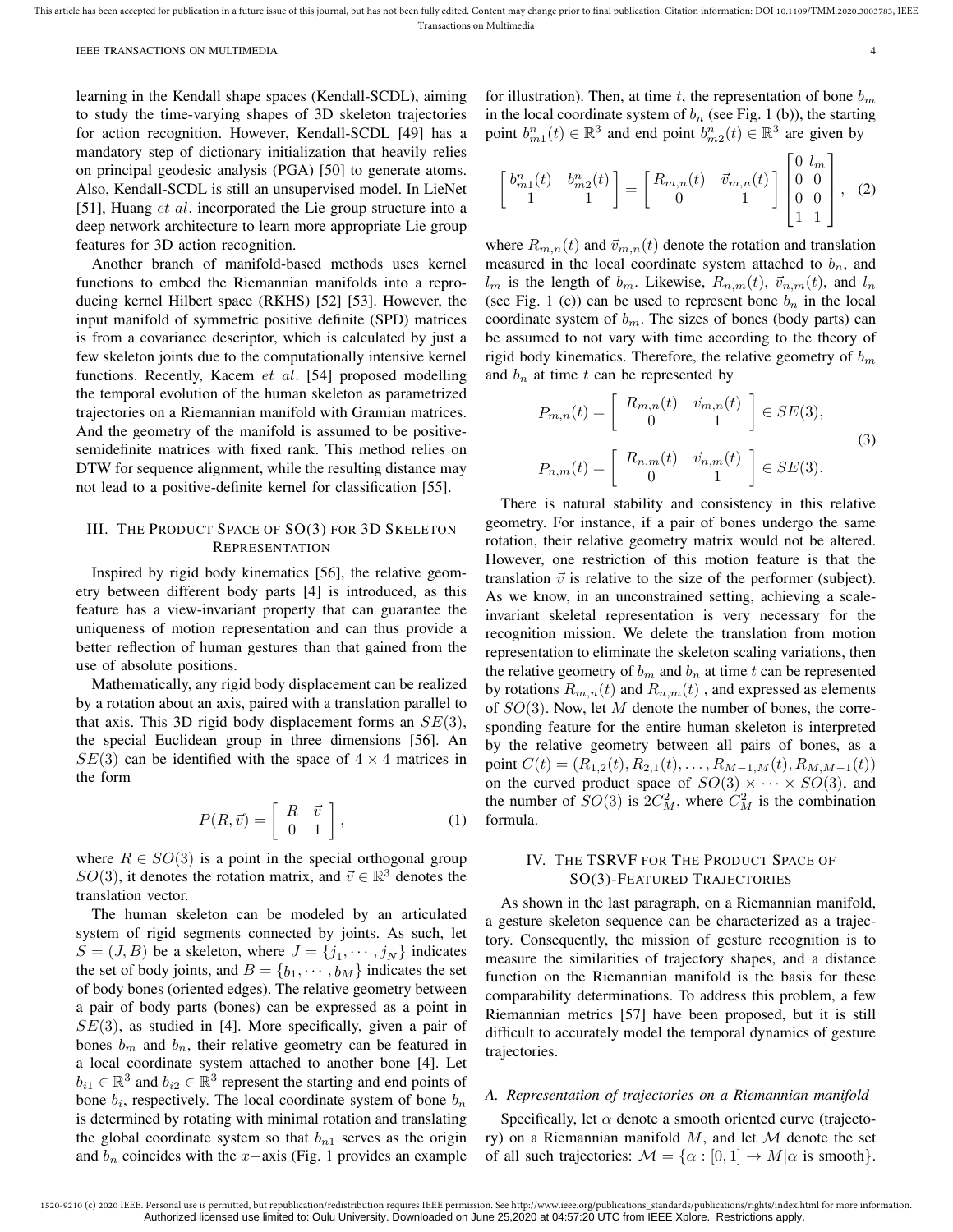learning in the Kendall shape spaces (Kendall-SCDL), aiming to study the time-varying shapes of 3D skeleton trajectories for action recognition. However, Kendall-SCDL [49] has a mandatory step of dictionary initialization that heavily relies on principal geodesic analysis (PGA) [50] to generate atoms. Also, Kendall-SCDL is still an unsupervised model. In LieNet [51], Huang *et al.* incorporated the Lie group structure into a deep network architecture to learn more appropriate Lie group features for 3D action recognition.

Another branch of manifold-based methods uses kernel functions to embed the Riemannian manifolds into a reproducing kernel Hilbert space (RKHS) [52] [53]. However, the input manifold of symmetric positive definite (SPD) matrices is from a covariance descriptor, which is calculated by just a few skeleton joints due to the computationally intensive kernel functions. Recently, Kacem *et al.* [54] proposed modelling the temporal evolution of the human skeleton as parametrized trajectories on a Riemannian manifold with Gramian matrices. And the geometry of the manifold is assumed to be positive-semidefinite matrices with fixed rank. This method relies on DTW for sequence alignment, while the resulting distance may not lead to a positive-definite kernel for classification [55].

## III. The Product Space of SO(3) for 3D Skeleton Representation

Inspired by rigid body kinematics [56], the relative geometry between different body parts [4] is introduced, as this feature has a view-invariant property that can guarantee the uniqueness of motion representation and can thus provide a better reflection of human gestures than that gained from the use of absolute positions.

Mathematically, any rigid body displacement can be realized by a rotation about an axis, paired with a translation parallel to that axis. This 3D rigid body displacement forms an $SE(3)$, the special Euclidean group in three dimensions [56]. An $SE(3)$ can be identified with the space of $4 \times 4$ matrices in the form

$$P(R, \vec{v}) = \begin{bmatrix} R & \vec{v} \\ 0 & 1 \end{bmatrix}, \tag{1}$$

where $R \in SO(3)$ is a point in the special orthogonal group $SO(3)$, it denotes the rotation matrix, and $\vec{v} \in \mathbb{R}^3$ denotes the translation vector.

The human skeleton can be modeled by an articulated system of rigid segments connected by joints. As such, let $S = (J, B)$ be a skeleton, where $J = \{j_1, \cdots, j_N\}$ indicates the set of body joints, and $B = \{b_1, \cdots, b_M\}$ indicates the set of body bones (oriented edges). The relative geometry between a pair of body parts (bones) can be expressed as a point in $SE(3)$, as studied in [4]. More specifically, given a pair of bones $b_m$ and $b_n$, their relative geometry can be featured in a local coordinate system attached to another bone [4]. Let $b_{i1} \in \mathbb{R}^3$ and $b_{i2} \in \mathbb{R}^3$ represent the starting and end points of bone $b_i$, respectively. The local coordinate system of bone $b_n$ is determined by rotating with minimal rotation and translating the global coordinate system so that $b_{n1}$ serves as the origin and $b_n$ coincides with the $x-$axis (Fig. 1 provides an example for illustration). Then, at time $t$, the representation of bone $b_m$ in the local coordinate system of $b_n$ (see Fig. 1 (b)), the starting point $b^n_{m1}(t) \in \mathbb{R}^3$ and end point $b^n_{m2}(t) \in \mathbb{R}^3$ are given by

$$\begin{bmatrix} b^n_{m1}(t) & b^n_{m2}(t) \\ 1 & 1 \end{bmatrix} = \begin{bmatrix} R_{m,n}(t) & \vec{v}_{m,n}(t) \\ 0 & 1 \end{bmatrix} \begin{bmatrix} 0 & l_m \\ 0 & 0 \\ 0 & 0 \\ 1 & 1 \end{bmatrix}, \tag{2}$$

where $R_{m,n}(t)$ and $\vec{v}_{m,n}(t)$ denote the rotation and translation measured in the local coordinate system attached to $b_n$, and $l_m$ is the length of $b_m$. Likewise, $R_{n,m}(t)$, $\vec{v}_{n,m}(t)$, and $l_n$ (see Fig. 1 (c)) can be used to represent bone $b_n$ in the local coordinate system of $b_m$. The sizes of bones (body parts) can be assumed to not vary with time according to the theory of rigid body kinematics. Therefore, the relative geometry of $b_m$ and $b_n$ at time $t$ can be represented by

$$\begin{aligned} P_{m,n}(t) &= \begin{bmatrix} R_{m,n}(t) & \vec{v}_{m,n}(t) \\ 0 & 1 \end{bmatrix} \in SE(3), \\ P_{n,m}(t) &= \begin{bmatrix} R_{n,m}(t) & \vec{v}_{n,m}(t) \\ 0 & 1 \end{bmatrix} \in SE(3). \end{aligned} \tag{3}$$

There is natural stability and consistency in this relative geometry. For instance, if a pair of bones undergo the same rotation, their relative geometry matrix would not be altered. However, one restriction of this motion feature is that the translation $\vec{v}$ is relative to the size of the performer (subject). As we know, in an unconstrained setting, achieving a scale-invariant skeletal representation is very necessary for the recognition mission. We delete the translation from motion representation to eliminate the skeleton scaling variations, then the relative geometry of $b_m$ and $b_n$ at time $t$ can be represented by rotations $R_{m,n}(t)$ and $R_{n,m}(t)$ , and expressed as elements of $SO(3)$. Now, let $M$ denote the number of bones, the corresponding feature for the entire human skeleton is interpreted by the relative geometry between all pairs of bones, as a point $C(t) = (R_{1,2}(t), R_{2,1}(t), \ldots, R_{M-1,M}(t), R_{M,M-1}(t))$ on the curved product space of $SO(3) \times \cdots \times SO(3)$, and the number of $SO(3)$ is $2C^2_M$, where $C^2_M$ is the combination formula.

## IV. The TSRVF for The Product Space of SO(3)-Featured Trajectories

As shown in the last paragraph, on a Riemannian manifold, a gesture skeleton sequence can be characterized as a trajectory. Consequently, the mission of gesture recognition is to measure the similarities of trajectory shapes, and a distance function on the Riemannian manifold is the basis for these comparability determinations. To address this problem, a few Riemannian metrics [57] have been proposed, but it is still difficult to accurately model the temporal dynamics of gesture trajectories.

### A. Representation of trajectories on a Riemannian manifold

Specifically, let $\alpha$ denote a smooth oriented curve (trajectory) on a Riemannian manifold $M$, and let $\mathcal{M}$ denote the set of all such trajectories: $\mathcal{M} = \{\alpha : [0, 1] \to M | \alpha \text{ is smooth}\}$.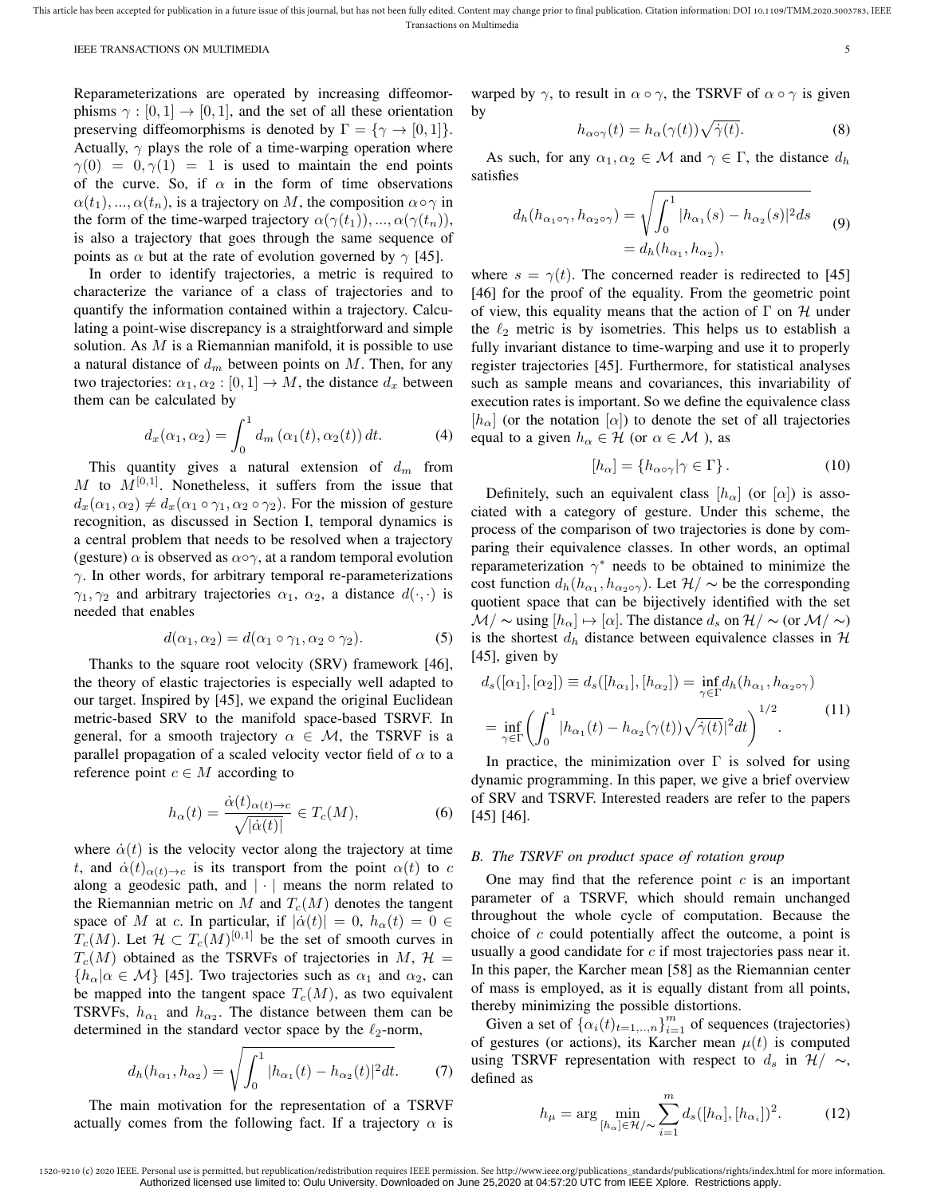Reparameterizations are operated by increasing diffeomorphisms $\gamma : [0,1] \to [0,1]$, and the set of all these orientation preserving diffeomorphisms is denoted by $\Gamma = \{\gamma \to [0,1]\}$. Actually, $\gamma$ plays the role of a time-warping operation where $\gamma(0) = 0, \gamma(1) = 1$ is used to maintain the end points of the curve. So, if $\alpha$ in the form of time observations $\alpha(t_1), ..., \alpha(t_n)$, is a trajectory on $M$, the composition $\alpha \circ \gamma$ in the form of the time-warped trajectory $\alpha(\gamma(t_1)), ..., \alpha(\gamma(t_n))$, is also a trajectory that goes through the same sequence of points as $\alpha$ but at the rate of evolution governed by $\gamma$ [45].

In order to identify trajectories, a metric is required to characterize the variance of a class of trajectories and to quantify the information contained within a trajectory. Calculating a point-wise discrepancy is a straightforward and simple solution. As $M$ is a Riemannian manifold, it is possible to use a natural distance of $d_m$ between points on $M$. Then, for any two trajectories: $\alpha_1, \alpha_2 : [0,1] \to M$, the distance $d_x$ between them can be calculated by

$$d_x(\alpha_1, \alpha_2) = \int_0^1 d_m\left(\alpha_1(t), \alpha_2(t)\right) dt. \tag{4}$$

This quantity gives a natural extension of $d_m$ from $M$ to $M^{[0,1]}$. Nonetheless, it suffers from the issue that $d_x(\alpha_1, \alpha_2) \neq d_x(\alpha_1 \circ \gamma_1, \alpha_2 \circ \gamma_2)$. For the mission of gesture recognition, as discussed in Section I, temporal dynamics is a central problem that needs to be resolved when a trajectory (gesture) $\alpha$ is observed as $\alpha \circ \gamma$, at a random temporal evolution $\gamma$. In other words, for arbitrary temporal re-parameterizations $\gamma_1, \gamma_2$ and arbitrary trajectories $\alpha_1$, $\alpha_2$, a distance $d(\cdot, \cdot)$ is needed that enables

$$d(\alpha_1, \alpha_2) = d(\alpha_1 \circ \gamma_1, \alpha_2 \circ \gamma_2). \tag{5}$$

Thanks to the square root velocity (SRV) framework [46], the theory of elastic trajectories is especially well adapted to our target. Inspired by [45], we expand the original Euclidean metric-based SRV to the manifold space-based TSRVF. In general, for a smooth trajectory $\alpha \in \mathcal{M}$, the TSRVF is a parallel propagation of a scaled velocity vector field of $\alpha$ to a reference point $c \in M$ according to

$$h_\alpha(t) = \frac{\dot{\alpha}(t)_{\alpha(t) \to c}}{\sqrt{|\dot{\alpha}(t)|}} \in T_c(M), \tag{6}$$

where $\dot{\alpha}(t)$ is the velocity vector along the trajectory at time $t$, and $\dot{\alpha}(t)_{\alpha(t) \to c}$ is its transport from the point $\alpha(t)$ to $c$ along a geodesic path, and $|\cdot|$ means the norm related to the Riemannian metric on $M$ and $T_c(M)$ denotes the tangent space of $M$ at $c$. In particular, if $|\dot{\alpha}(t)| = 0$, $h_\alpha(t) = 0 \in T_c(M)$. Let $\mathcal{H} \subset T_c(M)^{[0,1]}$ be the set of smooth curves in $T_c(M)$ obtained as the TSRVFs of trajectories in $M$, $\mathcal{H} = \{h_\alpha | \alpha \in \mathcal{M}\}$ [45]. Two trajectories such as $\alpha_1$ and $\alpha_2$, can be mapped into the tangent space $T_c(M)$, as two equivalent TSRVFs, $h_{\alpha_1}$ and $h_{\alpha_2}$. The distance between them can be determined in the standard vector space by the $\ell_2$-norm,

$$d_h(h_{\alpha_1}, h_{\alpha_2}) = \sqrt{\int_0^1 |h_{\alpha_1}(t) - h_{\alpha_2}(t)|^2 dt}. \tag{7}$$

The main motivation for the representation of a TSRVF actually comes from the following fact. If a trajectory $\alpha$ is warped by $\gamma$, to result in $\alpha \circ \gamma$, the TSRVF of $\alpha \circ \gamma$ is given by

$$h_{\alpha \circ \gamma}(t) = h_\alpha(\gamma(t))\sqrt{\dot{\gamma}(t)}. \tag{8}$$

As such, for any $\alpha_1, \alpha_2 \in \mathcal{M}$ and $\gamma \in \Gamma$, the distance $d_h$ satisfies

$$\begin{aligned} d_h(h_{\alpha_1 \circ \gamma}, h_{\alpha_2 \circ \gamma}) &= \sqrt{\int_0^1 |h_{\alpha_1}(s) - h_{\alpha_2}(s)|^2 ds} \\ &= d_h(h_{\alpha_1}, h_{\alpha_2}), \end{aligned} \tag{9}$$

where $s = \gamma(t)$. The concerned reader is redirected to [45] [46] for the proof of the equality. From the geometric point of view, this equality means that the action of $\Gamma$ on $\mathcal{H}$ under the $\ell_2$ metric is by isometries. This helps us to establish a fully invariant distance to time-warping and use it to properly register trajectories [45]. Furthermore, for statistical analyses such as sample means and covariances, this invariability of execution rates is important. So we define the equivalence class $[h_\alpha]$ (or the notation $[\alpha]$) to denote the set of all trajectories equal to a given $h_\alpha \in \mathcal{H}$ (or $\alpha \in \mathcal{M}$ ), as

$$[h_\alpha] = \{h_{\alpha \circ \gamma} | \gamma \in \Gamma\}. \tag{10}$$

Definitely, such an equivalent class $[h_\alpha]$ (or $[\alpha]$) is associated with a category of gesture. Under this scheme, the process of the comparison of two trajectories is done by comparing their equivalence classes. In other words, an optimal reparameterization $\gamma^*$ needs to be obtained to minimize the cost function $d_h(h_{\alpha_1}, h_{\alpha_2 \circ \gamma})$. Let $\mathcal{H}/\sim$ be the corresponding quotient space that can be bijectively identified with the set $\mathcal{M}/\sim$ using $[h_\alpha] \mapsto [\alpha]$. The distance $d_s$ on $\mathcal{H}/\sim$ (or $\mathcal{M}/\sim$) is the shortest $d_h$ distance between equivalence classes in $\mathcal{H}$ [45], given by

$$\begin{aligned} d_s([\alpha_1], [\alpha_2]) &\equiv d_s([h_{\alpha_1}], [h_{\alpha_2}]) = \inf_{\gamma \in \Gamma} d_h(h_{\alpha_1}, h_{\alpha_2 \circ \gamma}) \\ &= \inf_{\gamma \in \Gamma} \left( \int_0^1 |h_{\alpha_1}(t) - h_{\alpha_2}(\gamma(t))\sqrt{\dot{\gamma}(t)}|^2 dt \right)^{1/2}. \end{aligned} \tag{11}$$

In practice, the minimization over $\Gamma$ is solved for using dynamic programming. In this paper, we give a brief overview of SRV and TSRVF. Interested readers are refer to the papers [45] [46].

### B. The TSRVF on product space of rotation group

One may find that the reference point $c$ is an important parameter of a TSRVF, which should remain unchanged throughout the whole cycle of computation. Because the choice of $c$ could potentially affect the outcome, a point is usually a good candidate for $c$ if most trajectories pass near it. In this paper, the Karcher mean [58] as the Riemannian center of mass is employed, as it is equally distant from all points, thereby minimizing the possible distortions.

Given a set of $\{\alpha_i(t)_{t=1,..,n}\}_{i=1}^m$ of sequences (trajectories) of gestures (or actions), its Karcher mean $\mu(t)$ is computed using TSRVF representation with respect to $d_s$ in $\mathcal{H}/\sim$, defined as

$$h_\mu = \arg \min_{[h_\alpha] \in \mathcal{H}/\sim} \sum_{i=1}^m d_s([h_\alpha], [h_{\alpha_i}])^2. \tag{12}$$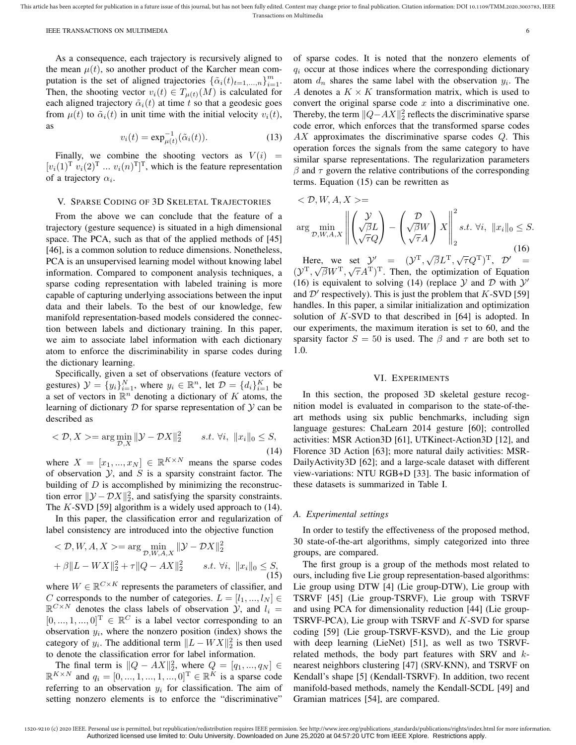As a consequence, each trajectory is recursively aligned to the mean $\mu(t)$, so another product of the Karcher mean computation is the set of aligned trajectories $\{\tilde{\alpha}_i(t)_{t=1,...,n}\}_{i=1}^m$. Then, the shooting vector $v_i(t) \in T_{\mu(t)}(M)$ is calculated for each aligned trajectory $\tilde{\alpha}_i(t)$ at time $t$ so that a geodesic goes from $\mu(t)$ to $\tilde{\alpha}_i(t)$ in unit time with the initial velocity $v_i(t)$, as

$$v_i(t) = \exp_{\mu(t)}^{-1}(\tilde{\alpha}_i(t)). \tag{13}$$

Finally, we combine the shooting vectors as $V(i) = [v_i(1)^{\mathrm{T}}\ v_i(2)^{\mathrm{T}}\ ...\ v_i(n)^{\mathrm{T}}]^{\mathrm{T}}$, which is the feature representation of a trajectory $\alpha_i$.

## V. Sparse Coding of 3D Skeletal Trajectories

From the above we can conclude that the feature of a trajectory (gesture sequence) is situated in a high dimensional space. The PCA, such as that of the applied methods of [45] [46], is a common solution to reduce dimensions. Nonetheless, PCA is an unsupervised learning model without knowing label information. Compared to component analysis techniques, a sparse coding representation with labeled training is more capable of capturing underlying associations between the input data and their labels. To the best of our knowledge, few manifold representation-based models considered the connection between labels and dictionary training. In this paper, we aim to associate label information with each dictionary atom to enforce the discriminability in sparse codes during the dictionary learning.

Specifically, given a set of observations (feature vectors of gestures) $\mathcal{Y} = \{y_i\}_{i=1}^N$, where $y_i \in \mathbb{R}^n$, let $\mathcal{D} = \{d_i\}_{i=1}^K$ be a set of vectors in $\mathbb{R}^n$ denoting a dictionary of $K$ atoms, the learning of dictionary $\mathcal{D}$ for sparse representation of $\mathcal{Y}$ can be described as

$$< \mathcal{D}, X >= \arg\min_{\mathcal{D},X} \|\mathcal{Y} - \mathcal{D}X\|_2^2 \qquad s.t.\ \forall i,\ \|x_i\|_0 \leq S, \tag{14}$$

where $X = [x_1, ..., x_N] \in \mathbb{R}^{K \times N}$ means the sparse codes of observation $\mathcal{Y}$, and $S$ is a sparsity constraint factor. The building of $D$ is accomplished by minimizing the reconstruction error $\|\mathcal{Y} - \mathcal{D}X\|_2^2$, and satisfying the sparsity constraints. The $K$-SVD [59] algorithm is a widely used approach to (14).

In this paper, the classification error and regularization of label consistency are introduced into the objective function

$$\begin{aligned} < \mathcal{D}, W, A, X >= \arg\min_{\mathcal{D},W,A,X} \|\mathcal{Y} - \mathcal{D}X\|_2^2 \\ + \beta\|L - WX\|_2^2 + \tau\|Q - AX\|_2^2 \qquad s.t.\ \forall i,\ \|x_i\|_0 \leq S, \end{aligned} \tag{15}$$

where $W \in \mathbb{R}^{C \times K}$ represents the parameters of classifier, and $C$ corresponds to the number of categories. $L = [l_1, ..., l_N] \in \mathbb{R}^{C \times N}$ denotes the class labels of observation $\mathcal{Y}$, and $l_i = [0, ..., 1, ..., 0]^{\mathrm{T}} \in \mathbb{R}^C$ is a label vector corresponding to an observation $y_i$, where the nonzero position (index) shows the category of $y_i$. The additional term $\|L - WX\|_2^2$ is then used to denote the classification error for label information.

The final term is $\|Q - AX\|_2^2$, where $Q = [q_1, ..., q_N] \in \mathbb{R}^{K \times N}$ and $q_i = [0, ..., 1, ..., 1, ..., 0]^{\mathrm{T}} \in \mathbb{R}^K$ is a sparse code referring to an observation $y_i$ for classification. The aim of setting nonzero elements is to enforce the "discriminative" of sparse codes. It is noted that the nonzero elements of $q_i$ occur at those indices where the corresponding dictionary atom $d_n$ shares the same label with the observation $y_i$. The $A$ denotes a $K \times K$ transformation matrix, which is used to convert the original sparse code $x$ into a discriminative one. Thereby, the term $\|Q - AX\|_2^2$ reflects the discriminative sparse code error, which enforces that the transformed sparse codes $AX$ approximates the discriminative sparse codes $Q$. This operation forces the signals from the same category to have similar sparse representations. The regularization parameters $\beta$ and $\tau$ govern the relative contributions of the corresponding terms. Equation (15) can be rewritten as

$$\begin{aligned} &< \mathcal{D}, W, A, X >= \\ &\arg\min_{\mathcal{D},W,A,X} \left\| \begin{pmatrix} \mathcal{Y} \\ \sqrt{\beta}L \\ \sqrt{\tau}Q \end{pmatrix} - \begin{pmatrix} \mathcal{D} \\ \sqrt{\beta}W \\ \sqrt{\tau}A \end{pmatrix} X \right\|_2^2 s.t.\ \forall i,\ \|x_i\|_0 \leq S. \end{aligned} \tag{16}$$

Here, we set $\mathcal{Y}' = (\mathcal{Y}^{\mathrm{T}}, \sqrt{\beta}L^{\mathrm{T}}, \sqrt{\tau}Q^{\mathrm{T}})^{\mathrm{T}}$, $\mathcal{D}' = (\mathcal{Y}^{\mathrm{T}}, \sqrt{\beta}W^{\mathrm{T}}, \sqrt{\tau}A^{\mathrm{T}})^{\mathrm{T}}$. Then, the optimization of Equation (16) is equivalent to solving (14) (replace $\mathcal{Y}$ and $\mathcal{D}$ with $\mathcal{Y}'$ and $\mathcal{D}'$ respectively). This is just the problem that $K$-SVD [59] handles. In this paper, a similar initialization and optimization solution of $K$-SVD to that described in [64] is adopted. In our experiments, the maximum iteration is set to 60, and the sparsity factor $S = 50$ is used. The $\beta$ and $\tau$ are both set to 1.0.

## VI. Experiments

In this section, the proposed 3D skeletal gesture recognition model is evaluated in comparison to the state-of-the-art methods using six public benchmarks, including sign language gestures: ChaLearn 2014 gesture [60]; controlled activities: MSR Action3D [61], UTKinect-Action3D [12], and Florence 3D Action [63]; more natural daily activities: MSR-DailyActivity3D [62]; and a large-scale dataset with different view-variations: NTU RGB+D [33]. The basic information of these datasets is summarized in Table I.

### A. Experimental settings

In order to testify the effectiveness of the proposed method, 30 state-of-the-art algorithms, simply categorized into three groups, are compared.

The first group is a group of the methods most related to ours, including five Lie group representation-based algorithms: Lie group using DTW [4] (Lie group-DTW), Lie group with TSRVF [45] (Lie group-TSRVF), Lie group with TSRVF and using PCA for dimensionality reduction [44] (Lie group-TSRVF-PCA), Lie group with TSRVF and $K$-SVD for sparse coding [59] (Lie group-TSRVF-KSVD), and the Lie group with deep learning (LieNet) [51], as well as two TSRVF-related methods, the body part features with SRV and $k$-nearest neighbors clustering [47] (SRV-KNN), and TSRVF on Kendall's shape [5] (Kendall-TSRVF). In addition, two recent manifold-based methods, namely the Kendall-SCDL [49] and Gramian matrices [54], are compared.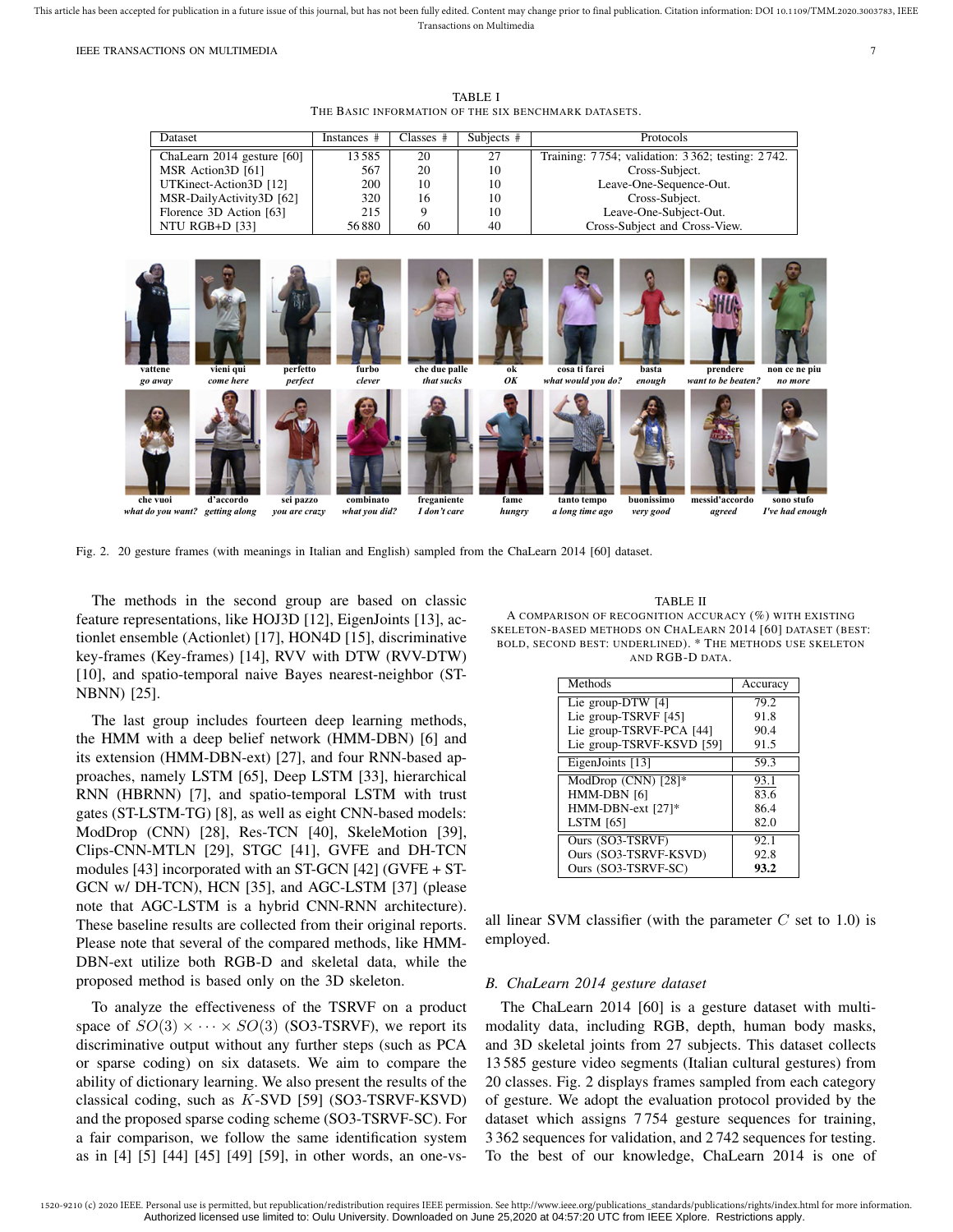TABLE I
THE BASIC INFORMATION OF THE SIX BENCHMARK DATASETS.

| Dataset | Instances # | Classes # | Subjects # | Protocols |
|---|---|---|---|---|
| ChaLearn 2014 gesture [60] | 13 585 | 20 | 27 | Training: 7 754; validation: 3 362; testing: 2 742. |
| MSR Action3D [61] | 567 | 20 | 10 | Cross-Subject. |
| UTKinect-Action3D [12] | 200 | 10 | 10 | Leave-One-Sequence-Out. |
| MSR-DailyActivity3D [62] | 320 | 16 | 10 | Cross-Subject. |
| Florence 3D Action [63] | 215 | 9 | 10 | Leave-One-Subject-Out. |
| NTU RGB+D [33] | 56 880 | 60 | 40 | Cross-Subject and Cross-View. |

Fig. 2. 20 gesture frames (with meanings in Italian and English) sampled from the ChaLearn 2014 [60] dataset.

The methods in the second group are based on classic feature representations, like HOJ3D [12], EigenJoints [13], actionlet ensemble (Actionlet) [17], HON4D [15], discriminative key-frames (Key-frames) [14], RVV with DTW (RVV-DTW) [10], and spatio-temporal naive Bayes nearest-neighbor (ST-NBNN) [25].

The last group includes fourteen deep learning methods, the HMM with a deep belief network (HMM-DBN) [6] and its extension (HMM-DBN-ext) [27], and four RNN-based approaches, namely LSTM [65], Deep LSTM [33], hierarchical RNN (HBRNN) [7], and spatio-temporal LSTM with trust gates (ST-LSTM-TG) [8], as well as eight CNN-based models: ModDrop (CNN) [28], Res-TCN [40], SkeleMotion [39], Clips-CNN-MTLN [29], STGC [41], GVFE and DH-TCN modules [43] incorporated with an ST-GCN [42] (GVFE + ST-GCN w/ DH-TCN), HCN [35], and AGC-LSTM [37] (please note that AGC-LSTM is a hybrid CNN-RNN architecture). These baseline results are collected from their original reports. Please note that several of the compared methods, like HMM-DBN-ext utilize both RGB-D and skeletal data, while the proposed method is based only on the 3D skeleton.

To analyze the effectiveness of the TSRVF on a product space of $SO(3) \times \cdots \times SO(3)$ (SO3-TSRVF), we report its discriminative output without any further steps (such as PCA or sparse coding) on six datasets. We aim to compare the ability of dictionary learning. We also present the results of the classical coding, such as $K$-SVD [59] (SO3-TSRVF-KSVD) and the proposed sparse coding scheme (SO3-TSRVF-SC). For a fair comparison, we follow the same identification system as in [4] [5] [44] [45] [49] [59], in other words, an one-vs-all linear SVM classifier (with the parameter $C$ set to 1.0) is employed.

TABLE II
A COMPARISON OF RECOGNITION ACCURACY (%) WITH EXISTING SKELETON-BASED METHODS ON CHALEARN 2014 [60] DATASET (BEST: BOLD, SECOND BEST: UNDERLINED). * THE METHODS USE SKELETON AND RGB-D DATA.

| Methods | Accuracy |
|---|---|
| Lie group-DTW [4] | 79.2 |
| Lie group-TSRVF [45] | 91.8 |
| Lie group-TSRVF-PCA [44] | 90.4 |
| Lie group-TSRVF-KSVD [59] | 91.5 |
| EigenJoints [13] | 59.3 |
| ModDrop (CNN) [28]* | <u>93.1</u> |
| HMM-DBN [6] | 83.6 |
| HMM-DBN-ext [27]* | 86.4 |
| LSTM [65] | 82.0 |
| Ours (SO3-TSRVF) | 92.1 |
| Ours (SO3-TSRVF-KSVD) | 92.8 |
| Ours (SO3-TSRVF-SC) | **93.2** |

## B. ChaLearn 2014 gesture dataset

The ChaLearn 2014 [60] is a gesture dataset with multi-modality data, including RGB, depth, human body masks, and 3D skeletal joints from 27 subjects. This dataset collects 13 585 gesture video segments (Italian cultural gestures) from 20 classes. Fig. 2 displays frames sampled from each category of gesture. We adopt the evaluation protocol provided by the dataset which assigns 7 754 gesture sequences for training, 3 362 sequences for validation, and 2 742 sequences for testing. To the best of our knowledge, ChaLearn 2014 is one of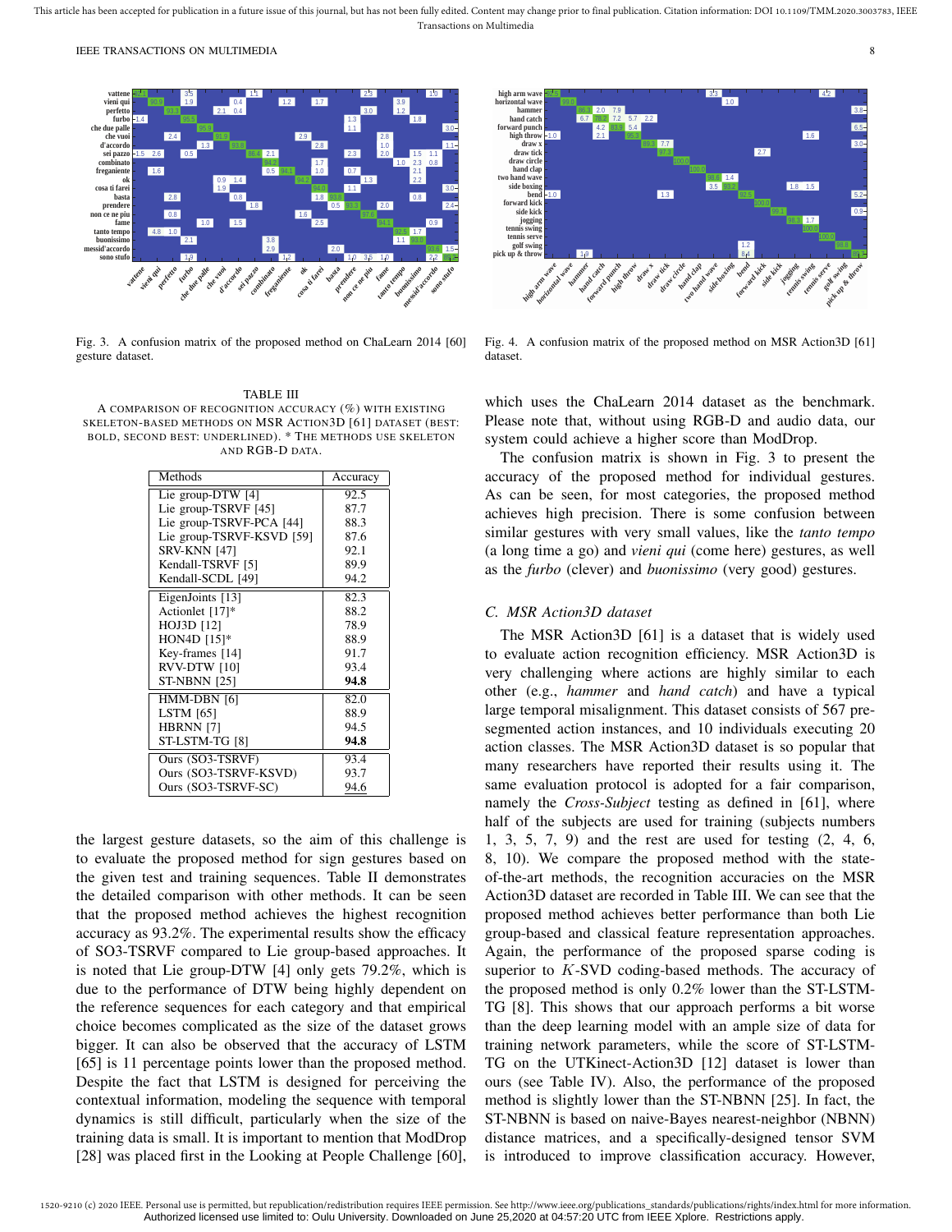Fig. 3. A confusion matrix of the proposed method on ChaLearn 2014 [60] gesture dataset.

Fig. 4. A confusion matrix of the proposed method on MSR Action3D [61] dataset.

TABLE III
A COMPARISON OF RECOGNITION ACCURACY (%) WITH EXISTING SKELETON-BASED METHODS ON MSR ACTION3D [61] DATASET (BEST: BOLD, SECOND BEST: UNDERLINED). * THE METHODS USE SKELETON AND RGB-D DATA.

| Methods | Accuracy |
|---|---|
| Lie group-DTW [4] | 92.5 |
| Lie group-TSRVF [45] | 87.7 |
| Lie group-TSRVF-PCA [44] | 88.3 |
| Lie group-TSRVF-KSVD [59] | 87.6 |
| SRV-KNN [47] | 92.1 |
| Kendall-TSRVF [5] | 89.9 |
| Kendall-SCDL [49] | 94.2 |
| EigenJoints [13] | 82.3 |
| Actionlet [17]* | 88.2 |
| HOJ3D [12] | 78.9 |
| HON4D [15]* | 88.9 |
| Key-frames [14] | 91.7 |
| RVV-DTW [10] | 93.4 |
| ST-NBNN [25] | **94.8** |
| HMM-DBN [6] | 82.0 |
| LSTM [65] | 88.9 |
| HBRNN [7] | 94.5 |
| ST-LSTM-TG [8] | **94.8** |
| Ours (SO3-TSRVF) | 93.4 |
| Ours (SO3-TSRVF-KSVD) | 93.7 |
| Ours (SO3-TSRVF-SC) | <u>94.6</u> |

the largest gesture datasets, so the aim of this challenge is to evaluate the proposed method for sign gestures based on the given test and training sequences. Table II demonstrates the detailed comparison with other methods. It can be seen that the proposed method achieves the highest recognition accuracy as 93.2%. The experimental results show the efficacy of SO3-TSRVF compared to Lie group-based approaches. It is noted that Lie group-DTW [4] only gets 79.2%, which is due to the performance of DTW being highly dependent on the reference sequences for each category and that empirical choice becomes complicated as the size of the dataset grows bigger. It can also be observed that the accuracy of LSTM [65] is 11 percentage points lower than the proposed method. Despite the fact that LSTM is designed for perceiving the contextual information, modeling the sequence with temporal dynamics is still difficult, particularly when the size of the training data is small. It is important to mention that ModDrop [28] was placed first in the Looking at People Challenge [60], which uses the ChaLearn 2014 dataset as the benchmark. Please note that, without using RGB-D and audio data, our system could achieve a higher score than ModDrop.

The confusion matrix is shown in Fig. 3 to present the accuracy of the proposed method for individual gestures. As can be seen, for most categories, the proposed method achieves high precision. There is some confusion between similar gestures with very small values, like the *tanto tempo* (a long time a go) and *vieni qui* (come here) gestures, as well as the *furbo* (clever) and *buonissimo* (very good) gestures.

### C. MSR Action3D dataset

The MSR Action3D [61] is a dataset that is widely used to evaluate action recognition efficiency. MSR Action3D is very challenging where actions are highly similar to each other (e.g., *hammer* and *hand catch*) and have a typical large temporal misalignment. This dataset consists of 567 pre-segmented action instances, and 10 individuals executing 20 action classes. The MSR Action3D dataset is so popular that many researchers have reported their results using it. The same evaluation protocol is adopted for a fair comparison, namely the *Cross-Subject* testing as defined in [61], where half of the subjects are used for training (subjects numbers 1, 3, 5, 7, 9) and the rest are used for testing (2, 4, 6, 8, 10). We compare the proposed method with the state-of-the-art methods, the recognition accuracies on the MSR Action3D dataset are recorded in Table III. We can see that the proposed method achieves better performance than both Lie group-based and classical feature representation approaches. Again, the performance of the proposed sparse coding is superior to $K$-SVD coding-based methods. The accuracy of the proposed method is only 0.2% lower than the ST-LSTM-TG [8]. This shows that our approach performs a bit worse than the deep learning model with an ample size of data for training network parameters, while the score of ST-LSTM-TG on the UTKinect-Action3D [12] dataset is lower than ours (see Table IV). Also, the performance of the proposed method is slightly lower than the ST-NBNN [25]. In fact, the ST-NBNN is based on naive-Bayes nearest-neighbor (NBNN) distance matrices, and a specifically-designed tensor SVM is introduced to improve classification accuracy. However,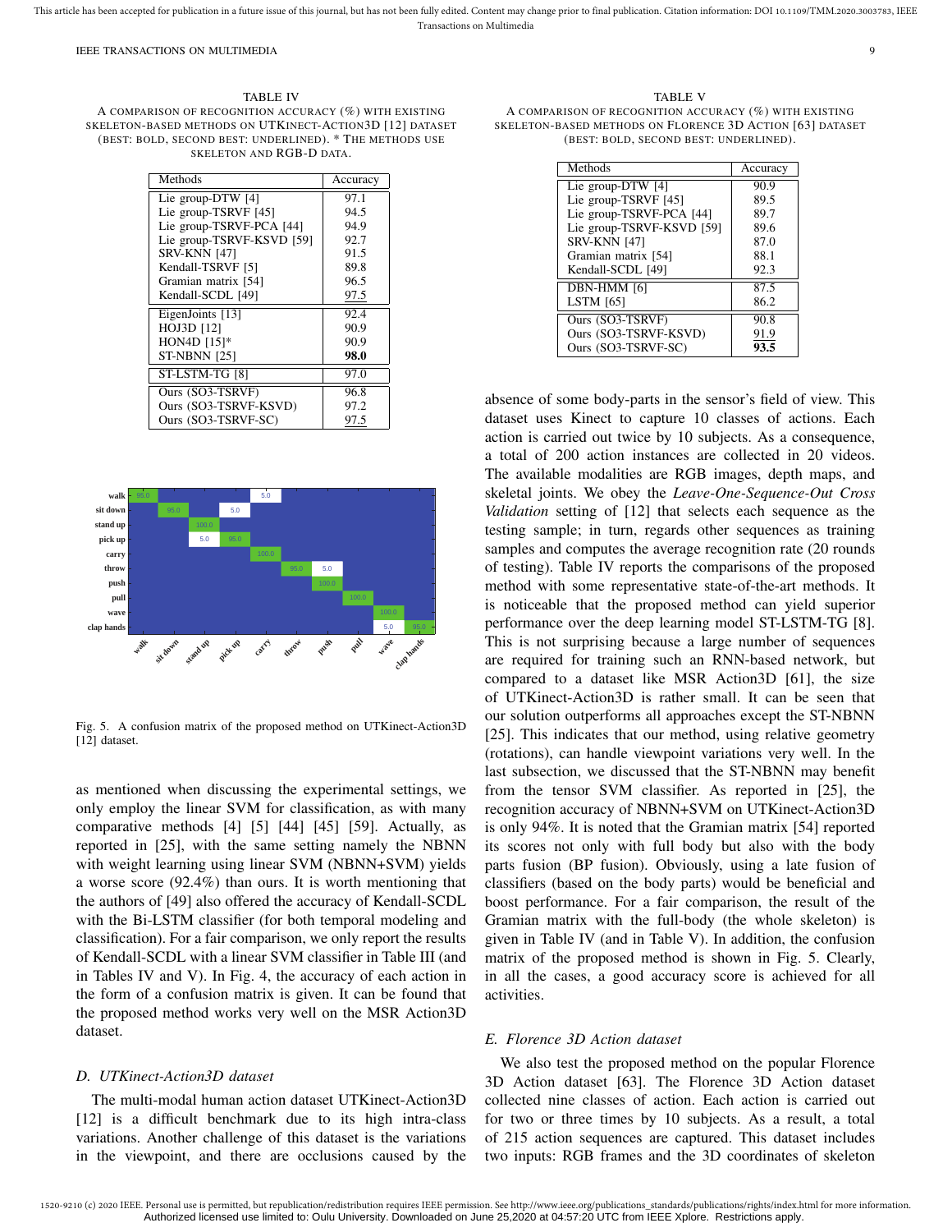TABLE IV
A COMPARISON OF RECOGNITION ACCURACY (%) WITH EXISTING SKELETON-BASED METHODS ON UTKINECT-ACTION3D [12] DATASET (BEST: BOLD, SECOND BEST: UNDERLINED). * THE METHODS USE SKELETON AND RGB-D DATA.

| Methods | Accuracy |
|---|---|
| Lie group-DTW [4] | 97.1 |
| Lie group-TSRVF [45] | 94.5 |
| Lie group-TSRVF-PCA [44] | 94.9 |
| Lie group-TSRVF-KSVD [59] | 92.7 |
| SRV-KNN [47] | 91.5 |
| Kendall-TSRVF [5] | 89.8 |
| Gramian matrix [54] | 96.5 |
| Kendall-SCDL [49] | <u>97.5</u> |
| EigenJoints [13] | 92.4 |
| HOJ3D [12] | 90.9 |
| HON4D [15]* | 90.9 |
| ST-NBNN [25] | **98.0** |
| ST-LSTM-TG [8] | 97.0 |
| Ours (SO3-TSRVF) | 96.8 |
| Ours (SO3-TSRVF-KSVD) | 97.2 |
| Ours (SO3-TSRVF-SC) | <u>97.5</u> |

Fig. 5. A confusion matrix of the proposed method on UTKinect-Action3D [12] dataset.

as mentioned when discussing the experimental settings, we only employ the linear SVM for classification, as with many comparative methods [4] [5] [44] [45] [59]. Actually, as reported in [25], with the same setting namely the NBNN with weight learning using linear SVM (NBNN+SVM) yields a worse score (92.4%) than ours. It is worth mentioning that the authors of [49] also offered the accuracy of Kendall-SCDL with the Bi-LSTM classifier (for both temporal modeling and classification). For a fair comparison, we only report the results of Kendall-SCDL with a linear SVM classifier in Table III (and in Tables IV and V). In Fig. 4, the accuracy of each action in the form of a confusion matrix is given. It can be found that the proposed method works very well on the MSR Action3D dataset.

### D. UTKinect-Action3D dataset

The multi-modal human action dataset UTKinect-Action3D [12] is a difficult benchmark due to its high intra-class variations. Another challenge of this dataset is the variations in the viewpoint, and there are occlusions caused by the absence of some body-parts in the sensor's field of view. This dataset uses Kinect to capture 10 classes of actions. Each action is carried out twice by 10 subjects. As a consequence, a total of 200 action instances are collected in 20 videos. The available modalities are RGB images, depth maps, and skeletal joints. We obey the *Leave-One-Sequence-Out Cross Validation* setting of [12] that selects each sequence as the testing sample; in turn, regards other sequences as training samples and computes the average recognition rate (20 rounds of testing). Table IV reports the comparisons of the proposed method with some representative state-of-the-art methods. It is noticeable that the proposed method can yield superior performance over the deep learning model ST-LSTM-TG [8]. This is not surprising because a large number of sequences are required for training such an RNN-based network, but compared to a dataset like MSR Action3D [61], the size of UTKinect-Action3D is rather small. It can be seen that our solution outperforms all approaches except the ST-NBNN [25]. This indicates that our method, using relative geometry (rotations), can handle viewpoint variations very well. In the last subsection, we discussed that the ST-NBNN may benefit from the tensor SVM classifier. As reported in [25], the recognition accuracy of NBNN+SVM on UTKinect-Action3D is only 94%. It is noted that the Gramian matrix [54] reported its scores not only with full body but also with the body parts fusion (BP fusion). Obviously, using a late fusion of classifiers (based on the body parts) would be beneficial and boost performance. For a fair comparison, the result of the Gramian matrix with the full-body (the whole skeleton) is given in Table IV (and in Table V). In addition, the confusion matrix of the proposed method is shown in Fig. 5. Clearly, in all the cases, a good accuracy score is achieved for all activities.

TABLE V
A COMPARISON OF RECOGNITION ACCURACY (%) WITH EXISTING SKELETON-BASED METHODS ON FLORENCE 3D ACTION [63] DATASET (BEST: BOLD, SECOND BEST: UNDERLINED).

| Methods | Accuracy |
|---|---|
| Lie group-DTW [4] | 90.9 |
| Lie group-TSRVF [45] | 89.5 |
| Lie group-TSRVF-PCA [44] | 89.7 |
| Lie group-TSRVF-KSVD [59] | 89.6 |
| SRV-KNN [47] | 87.0 |
| Gramian matrix [54] | 88.1 |
| Kendall-SCDL [49] | 92.3 |
| DBN-HMM [6] | 87.5 |
| LSTM [65] | 86.2 |
| Ours (SO3-TSRVF) | 90.8 |
| Ours (SO3-TSRVF-KSVD) | <u>91.9</u> |
| Ours (SO3-TSRVF-SC) | **93.5** |

### E. Florence 3D Action dataset

We also test the proposed method on the popular Florence 3D Action dataset [63]. The Florence 3D Action dataset collected nine classes of action. Each action is carried out for two or three times by 10 subjects. As a result, a total of 215 action sequences are captured. This dataset includes two inputs: RGB frames and the 3D coordinates of skeleton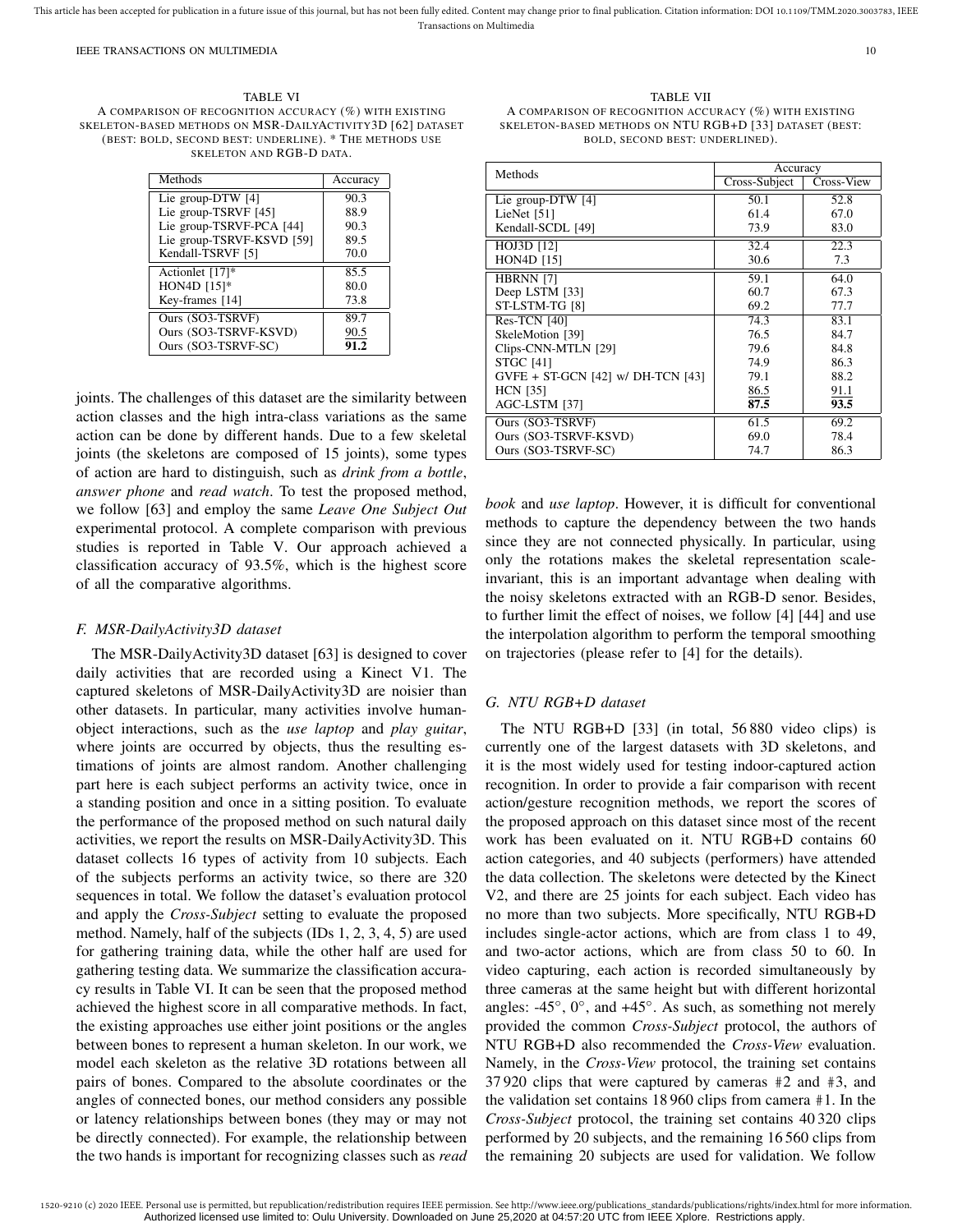TABLE VI

A comparison of recognition accuracy (%) with existing skeleton-based methods on MSR-DailyActivity3D [62] dataset (best: bold, second best: underline). * The methods use skeleton and RGB-D data.

| Methods | Accuracy |
|---|---|
| Lie group-DTW [4] | 90.3 |
| Lie group-TSRVF [45] | 88.9 |
| Lie group-TSRVF-PCA [44] | 90.3 |
| Lie group-TSRVF-KSVD [59] | 89.5 |
| Kendall-TSRVF [5] | 70.0 |
| Actionlet [17]* | 85.5 |
| HON4D [15]* | 80.0 |
| Key-frames [14] | 73.8 |
| Ours (SO3-TSRVF) | 89.7 |
| Ours (SO3-TSRVF-KSVD) | <u>90.5</u> |
| Ours (SO3-TSRVF-SC) | **91.2** |

joints. The challenges of this dataset are the similarity between action classes and the high intra-class variations as the same action can be done by different hands. Due to a few skeletal joints (the skeletons are composed of 15 joints), some types of action are hard to distinguish, such as *drink from a bottle*, *answer phone* and *read watch*. To test the proposed method, we follow [63] and employ the same *Leave One Subject Out* experimental protocol. A complete comparison with previous studies is reported in Table V. Our approach achieved a classification accuracy of 93.5%, which is the highest score of all the comparative algorithms.

### F. MSR-DailyActivity3D dataset

The MSR-DailyActivity3D dataset [63] is designed to cover daily activities that are recorded using a Kinect V1. The captured skeletons of MSR-DailyActivity3D are noisier than other datasets. In particular, many activities involve human-object interactions, such as the *use laptop* and *play guitar*, where joints are occurred by objects, thus the resulting estimations of joints are almost random. Another challenging part here is each subject performs an activity twice, once in a standing position and once in a sitting position. To evaluate the performance of the proposed method on such natural daily activities, we report the results on MSR-DailyActivity3D. This dataset collects 16 types of activity from 10 subjects. Each of the subjects performs an activity twice, so there are 320 sequences in total. We follow the dataset's evaluation protocol and apply the *Cross-Subject* setting to evaluate the proposed method. Namely, half of the subjects (IDs 1, 2, 3, 4, 5) are used for gathering training data, while the other half are used for gathering testing data. We summarize the classification accuracy results in Table VI. It can be seen that the proposed method achieved the highest score in all comparative methods. In fact, the existing approaches use either joint positions or the angles between bones to represent a human skeleton. In our work, we model each skeleton as the relative 3D rotations between all pairs of bones. Compared to the absolute coordinates or the angles of connected bones, our method considers any possible or latency relationships between bones (they may or may not be directly connected). For example, the relationship between the two hands is important for recognizing classes such as *read book* and *use laptop*. However, it is difficult for conventional methods to capture the dependency between the two hands since they are not connected physically. In particular, using only the rotations makes the skeletal representation scale-invariant, this is an important advantage when dealing with the noisy skeletons extracted with an RGB-D senor. Besides, to further limit the effect of noises, we follow [4] [44] and use the interpolation algorithm to perform the temporal smoothing on trajectories (please refer to [4] for the details).

TABLE VII

A comparison of recognition accuracy (%) with existing skeleton-based methods on NTU RGB+D [33] dataset (best: bold, second best: underlined).

| Methods | Accuracy | |
|---|---|---|
| | Cross-Subject | Cross-View |
| Lie group-DTW [4] | 50.1 | 52.8 |
| LieNet [51] | 61.4 | 67.0 |
| Kendall-SCDL [49] | 73.9 | 83.0 |
| HOJ3D [12] | 32.4 | 22.3 |
| HON4D [15] | 30.6 | 7.3 |
| HBRNN [7] | 59.1 | 64.0 |
| Deep LSTM [33] | 60.7 | 67.3 |
| ST-LSTM-TG [8] | 69.2 | 77.7 |
| Res-TCN [40] | 74.3 | 83.1 |
| SkeleMotion [39] | 76.5 | 84.7 |
| Clips-CNN-MTLN [29] | 79.6 | 84.8 |
| STGC [41] | 74.9 | 86.3 |
| GVFE + ST-GCN [42] w/ DH-TCN [43] | 79.1 | 88.2 |
| HCN [35] | <u>86.5</u> | <u>91.1</u> |
| AGC-LSTM [37] | **87.5** | **93.5** |
| Ours (SO3-TSRVF) | 61.5 | 69.2 |
| Ours (SO3-TSRVF-KSVD) | 69.0 | 78.4 |
| Ours (SO3-TSRVF-SC) | 74.7 | 86.3 |

### G. NTU RGB+D dataset

The NTU RGB+D [33] (in total, 56 880 video clips) is currently one of the largest datasets with 3D skeletons, and it is the most widely used for testing indoor-captured action recognition. In order to provide a fair comparison with recent action/gesture recognition methods, we report the scores of the proposed approach on this dataset since most of the recent work has been evaluated on it. NTU RGB+D contains 60 action categories, and 40 subjects (performers) have attended the data collection. The skeletons were detected by the Kinect V2, and there are 25 joints for each subject. Each video has no more than two subjects. More specifically, NTU RGB+D includes single-actor actions, which are from class 1 to 49, and two-actor actions, which are from class 50 to 60. In video capturing, each action is recorded simultaneously by three cameras at the same height but with different horizontal angles: -45°, 0°, and +45°. As such, as something not merely provided the common *Cross-Subject* protocol, the authors of NTU RGB+D also recommended the *Cross-View* evaluation. Namely, in the *Cross-View* protocol, the training set contains 37 920 clips that were captured by cameras #2 and #3, and the validation set contains 18 960 clips from camera #1. In the *Cross-Subject* protocol, the training set contains 40 320 clips performed by 20 subjects, and the remaining 16 560 clips from the remaining 20 subjects are used for validation. We follow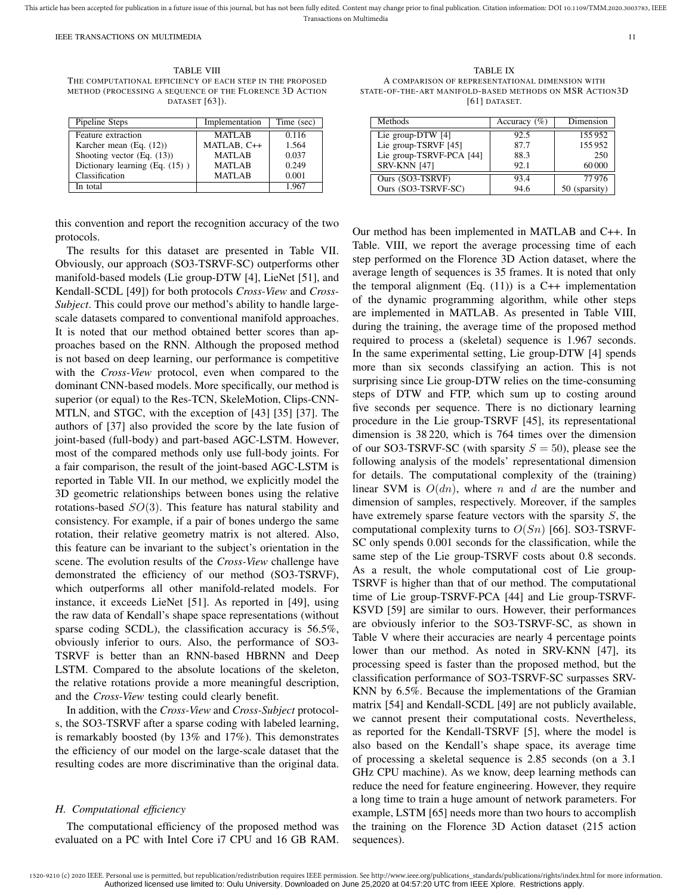TABLE VIII
THE COMPUTATIONAL EFFICIENCY OF EACH STEP IN THE PROPOSED METHOD (PROCESSING A SEQUENCE OF THE FLORENCE 3D ACTION DATASET [63]).

| Pipeline Steps | Implementation | Time (sec) |
|---|---|---|
| Feature extraction | MATLAB | 0.116 |
| Karcher mean (Eq. (12)) | MATLAB, C++ | 1.564 |
| Shooting vector (Eq. (13)) | MATLAB | 0.037 |
| Dictionary learning (Eq. (15) ) | MATLAB | 0.249 |
| Classification | MATLAB | 0.001 |
| In total | | 1.967 |

TABLE IX
A COMPARISON OF REPRESENTATIONAL DIMENSION WITH STATE-OF-THE-ART MANIFOLD-BASED METHODS ON MSR ACTION3D [61] DATASET.

| Methods | Accuracy (%) | Dimension |
|---|---|---|
| Lie group-DTW [4] | 92.5 | 155 952 |
| Lie group-TSRVF [45] | 87.7 | 155 952 |
| Lie group-TSRVF-PCA [44] | 88.3 | 250 |
| SRV-KNN [47] | 92.1 | 60 000 |
| Ours (SO3-TSRVF) | 93.4 | 77 976 |
| Ours (SO3-TSRVF-SC) | 94.6 | 50 (sparsity) |

this convention and report the recognition accuracy of the two protocols.

The results for this dataset are presented in Table VII. Obviously, our approach (SO3-TSRVF-SC) outperforms other manifold-based models (Lie group-DTW [4], LieNet [51], and Kendall-SCDL [49]) for both protocols *Cross-View* and *Cross-Subject*. This could prove our method's ability to handle large-scale datasets compared to conventional manifold approaches. It is noted that our method obtained better scores than approaches based on the RNN. Although the proposed method is not based on deep learning, our performance is competitive with the *Cross-View* protocol, even when compared to the dominant CNN-based models. More specifically, our method is superior (or equal) to the Res-TCN, SkeleMotion, Clips-CNN-MTLN, and STGC, with the exception of [43] [35] [37]. The authors of [37] also provided the score by the late fusion of joint-based (full-body) and part-based AGC-LSTM. However, most of the compared methods only use full-body joints. For a fair comparison, the result of the joint-based AGC-LSTM is reported in Table VII. In our method, we explicitly model the 3D geometric relationships between bones using the relative rotations-based $SO(3)$. This feature has natural stability and consistency. For example, if a pair of bones undergo the same rotation, their relative geometry matrix is not altered. Also, this feature can be invariant to the subject's orientation in the scene. The evolution results of the *Cross-View* challenge have demonstrated the efficiency of our method (SO3-TSRVF), which outperforms all other manifold-related models. For instance, it exceeds LieNet [51]. As reported in [49], using the raw data of Kendall's shape space representations (without sparse coding SCDL), the classification accuracy is 56.5%, obviously inferior to ours. Also, the performance of SO3-TSRVF is better than an RNN-based HBRNN and Deep LSTM. Compared to the absolute locations of the skeleton, the relative rotations provide a more meaningful description, and the *Cross-View* testing could clearly benefit.

In addition, with the *Cross-View* and *Cross-Subject* protocols, the SO3-TSRVF after a sparse coding with labeled learning, is remarkably boosted (by 13% and 17%). This demonstrates the efficiency of our model on the large-scale dataset that the resulting codes are more discriminative than the original data.

### H. Computational efficiency

The computational efficiency of the proposed method was evaluated on a PC with Intel Core i7 CPU and 16 GB RAM. Our method has been implemented in MATLAB and C++. In Table. VIII, we report the average processing time of each step performed on the Florence 3D Action dataset, where the average length of sequences is 35 frames. It is noted that only the temporal alignment (Eq. (11)) is a C++ implementation of the dynamic programming algorithm, while other steps are implemented in MATLAB. As presented in Table VIII, during the training, the average time of the proposed method required to process a (skeletal) sequence is 1.967 seconds. In the same experimental setting, Lie group-DTW [4] spends more than six seconds classifying an action. This is not surprising since Lie group-DTW relies on the time-consuming steps of DTW and FTP, which sum up to costing around five seconds per sequence. There is no dictionary learning procedure in the Lie group-TSRVF [45], its representational dimension is 38 220, which is 764 times over the dimension of our SO3-TSRVF-SC (with sparsity $S = 50$), please see the following analysis of the models' representational dimension for details. The computational complexity of the (training) linear SVM is $O(dn)$, where $n$ and $d$ are the number and dimension of samples, respectively. Moreover, if the samples have extremely sparse feature vectors with the sparsity $S$, the computational complexity turns to $O(Sn)$ [66]. SO3-TSRVF-SC only spends 0.001 seconds for the classification, while the same step of the Lie group-TSRVF costs about 0.8 seconds. As a result, the whole computational cost of Lie group-TSRVF is higher than that of our method. The computational time of Lie group-TSRVF-PCA [44] and Lie group-TSRVF-KSVD [59] are similar to ours. However, their performances are obviously inferior to the SO3-TSRVF-SC, as shown in Table V where their accuracies are nearly 4 percentage points lower than our method. As noted in SRV-KNN [47], its processing speed is faster than the proposed method, but the classification performance of SO3-TSRVF-SC surpasses SRV-KNN by 6.5%. Because the implementations of the Gramian matrix [54] and Kendall-SCDL [49] are not publicly available, we cannot present their computational costs. Nevertheless, as reported for the Kendall-TSRVF [5], where the model is also based on the Kendall's shape space, its average time of processing a skeletal sequence is 2.85 seconds (on a 3.1 GHz CPU machine). As we know, deep learning methods can reduce the need for feature engineering. However, they require a long time to train a huge amount of network parameters. For example, LSTM [65] needs more than two hours to accomplish the training on the Florence 3D Action dataset (215 action sequences).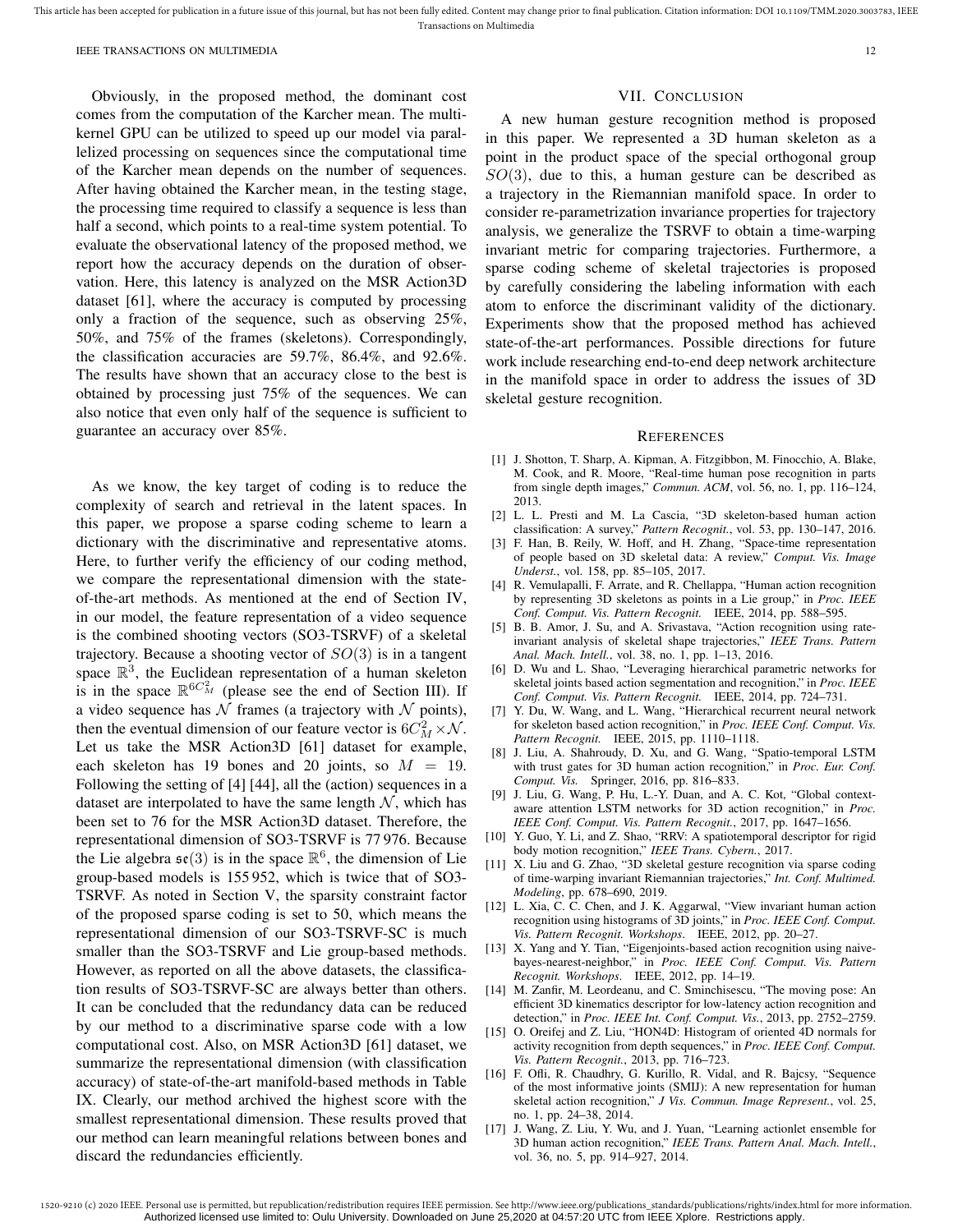Obviously, in the proposed method, the dominant cost comes from the computation of the Karcher mean. The multi-kernel GPU can be utilized to speed up our model via parallelized processing on sequences since the computational time of the Karcher mean depends on the number of sequences. After having obtained the Karcher mean, in the testing stage, the processing time required to classify a sequence is less than half a second, which points to a real-time system potential. To evaluate the observational latency of the proposed method, we report how the accuracy depends on the duration of observation. Here, this latency is analyzed on the MSR Action3D dataset [61], where the accuracy is computed by processing only a fraction of the sequence, such as observing 25%, 50%, and 75% of the frames (skeletons). Correspondingly, the classification accuracies are 59.7%, 86.4%, and 92.6%. The results have shown that an accuracy close to the best is obtained by processing just 75% of the sequences. We can also notice that even only half of the sequence is sufficient to guarantee an accuracy over 85%.

As we know, the key target of coding is to reduce the complexity of search and retrieval in the latent spaces. In this paper, we propose a sparse coding scheme to learn a dictionary with the discriminative and representative atoms. Here, to further verify the efficiency of our coding method, we compare the representational dimension with the state-of-the-art methods. As mentioned at the end of Section IV, in our model, the feature representation of a video sequence is the combined shooting vectors (SO3-TSRVF) of a skeletal trajectory. Because a shooting vector of $SO(3)$ is in a tangent space $\mathbb{R}^3$, the Euclidean representation of a human skeleton is in the space $\mathbb{R}^{6C_M^2}$ (please see the end of Section III). If a video sequence has $\mathcal{N}$ frames (a trajectory with $\mathcal{N}$ points), then the eventual dimension of our feature vector is $6C_M^2 \times \mathcal{N}$. Let us take the MSR Action3D [61] dataset for example, each skeleton has 19 bones and 20 joints, so $M = 19$. Following the setting of [4] [44], all the (action) sequences in a dataset are interpolated to have the same length $\mathcal{N}$, which has been set to 76 for the MSR Action3D dataset. Therefore, the representational dimension of SO3-TSRVF is 77 976. Because the Lie algebra $\mathfrak{se}(3)$ is in the space $\mathbb{R}^6$, the dimension of Lie group-based models is 155 952, which is twice that of SO3-TSRVF. As noted in Section V, the sparsity constraint factor of the proposed sparse coding is set to 50, which means the representational dimension of our SO3-TSRVF-SC is much smaller than the SO3-TSRVF and Lie group-based methods. However, as reported on all the above datasets, the classification results of SO3-TSRVF-SC are always better than others. It can be concluded that the redundancy data can be reduced by our method to a discriminative sparse code with a low computational cost. Also, on MSR Action3D [61] dataset, we summarize the representational dimension (with classification accuracy) of state-of-the-art manifold-based methods in Table IX. Clearly, our method archived the highest score with the smallest representational dimension. These results proved that our method can learn meaningful relations between bones and discard the redundancies efficiently.

## VII. Conclusion

A new human gesture recognition method is proposed in this paper. We represented a 3D human skeleton as a point in the product space of the special orthogonal group $SO(3)$, due to this, a human gesture can be described as a trajectory in the Riemannian manifold space. In order to consider re-parametrization invariance properties for trajectory analysis, we generalize the TSRVF to obtain a time-warping invariant metric for comparing trajectories. Furthermore, a sparse coding scheme of skeletal trajectories is proposed by carefully considering the labeling information with each atom to enforce the discriminant validity of the dictionary. Experiments show that the proposed method has achieved state-of-the-art performances. Possible directions for future work include researching end-to-end deep network architecture in the manifold space in order to address the issues of 3D skeletal gesture recognition.

## References

[1] J. Shotton, T. Sharp, A. Kipman, A. Fitzgibbon, M. Finocchio, A. Blake, M. Cook, and R. Moore, "Real-time human pose recognition in parts from single depth images," *Commun. ACM*, vol. 56, no. 1, pp. 116–124, 2013.

[2] L. L. Presti and M. La Cascia, "3D skeleton-based human action classification: A survey," *Pattern Recognit.*, vol. 53, pp. 130–147, 2016.

[3] F. Han, B. Reily, W. Hoff, and H. Zhang, "Space-time representation of people based on 3D skeletal data: A review," *Comput. Vis. Image Underst.*, vol. 158, pp. 85–105, 2017.

[4] R. Vemulapalli, F. Arrate, and R. Chellappa, "Human action recognition by representing 3D skeletons as points in a Lie group," in *Proc. IEEE Conf. Comput. Vis. Pattern Recognit.* IEEE, 2014, pp. 588–595.

[5] B. B. Amor, J. Su, and A. Srivastava, "Action recognition using rate-invariant analysis of skeletal shape trajectories," *IEEE Trans. Pattern Anal. Mach. Intell.*, vol. 38, no. 1, pp. 1–13, 2016.

[6] D. Wu and L. Shao, "Leveraging hierarchical parametric networks for skeletal joints based action segmentation and recognition," in *Proc. IEEE Conf. Comput. Vis. Pattern Recognit.* IEEE, 2014, pp. 724–731.

[7] Y. Du, W. Wang, and L. Wang, "Hierarchical recurrent neural network for skeleton based action recognition," in *Proc. IEEE Conf. Comput. Vis. Pattern Recognit.* IEEE, 2015, pp. 1110–1118.

[8] J. Liu, A. Shahroudy, D. Xu, and G. Wang, "Spatio-temporal LSTM with trust gates for 3D human action recognition," in *Proc. Eur. Conf. Comput. Vis.* Springer, 2016, pp. 816–833.

[9] J. Liu, G. Wang, P. Hu, L.-Y. Duan, and A. C. Kot, "Global context-aware attention LSTM networks for 3D action recognition," in *Proc. IEEE Conf. Comput. Vis. Pattern Recognit.*, 2017, pp. 1647–1656.

[10] Y. Guo, Y. Li, and Z. Shao, "RRV: A spatiotemporal descriptor for rigid body motion recognition," *IEEE Trans. Cybern.*, 2017.

[11] X. Liu and G. Zhao, "3D skeletal gesture recognition via sparse coding of time-warping invariant Riemannian trajectories," *Int. Conf. Multimed. Modeling*, pp. 678–690, 2019.

[12] L. Xia, C. C. Chen, and J. K. Aggarwal, "View invariant human action recognition using histograms of 3D joints," in *Proc. IEEE Conf. Comput. Vis. Pattern Recognit. Workshops*. IEEE, 2012, pp. 20–27.

[13] X. Yang and Y. Tian, "Eigenjoints-based action recognition using naive-bayes-nearest-neighbor," in *Proc. IEEE Conf. Comput. Vis. Pattern Recognit. Workshops*. IEEE, 2012, pp. 14–19.

[14] M. Zanfir, M. Leordeanu, and C. Sminchisescu, "The moving pose: An efficient 3D kinematics descriptor for low-latency action recognition and detection," in *Proc. IEEE Int. Conf. Comput. Vis.*, 2013, pp. 2752–2759.

[15] O. Oreifej and Z. Liu, "HON4D: Histogram of oriented 4D normals for activity recognition from depth sequences," in *Proc. IEEE Conf. Comput. Vis. Pattern Recognit.*, 2013, pp. 716–723.

[16] F. Ofli, R. Chaudhry, G. Kurillo, R. Vidal, and R. Bajcsy, "Sequence of the most informative joints (SMIJ): A new representation for human skeletal action recognition," *J Vis. Commun. Image Represent.*, vol. 25, no. 1, pp. 24–38, 2014.

[17] J. Wang, Z. Liu, Y. Wu, and J. Yuan, "Learning actionlet ensemble for 3D human action recognition," *IEEE Trans. Pattern Anal. Mach. Intell.*, vol. 36, no. 5, pp. 914–927, 2014.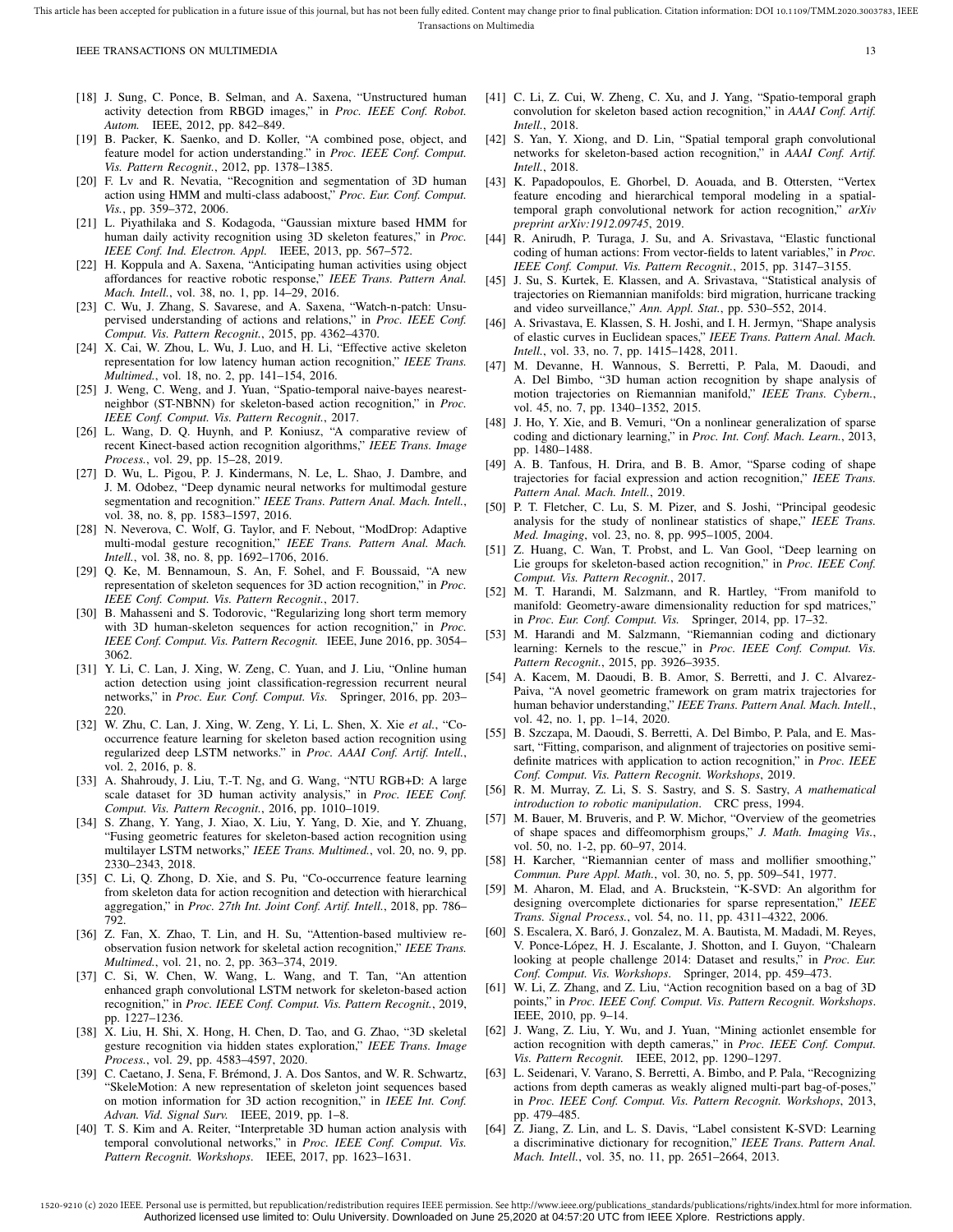[18] J. Sung, C. Ponce, B. Selman, and A. Saxena, "Unstructured human activity detection from RBGD images," in *Proc. IEEE Conf. Robot. Autom.* IEEE, 2012, pp. 842–849.

[19] B. Packer, K. Saenko, and D. Koller, "A combined pose, object, and feature model for action understanding." in *Proc. IEEE Conf. Comput. Vis. Pattern Recognit.*, 2012, pp. 1378–1385.

[20] F. Lv and R. Nevatia, "Recognition and segmentation of 3D human action using HMM and multi-class adaboost," *Proc. Eur. Conf. Comput. Vis.*, pp. 359–372, 2006.

[21] L. Piyathilaka and S. Kodagoda, "Gaussian mixture based HMM for human daily activity recognition using 3D skeleton features," in *Proc. IEEE Conf. Ind. Electron. Appl.* IEEE, 2013, pp. 567–572.

[22] H. Koppula and A. Saxena, "Anticipating human activities using object affordances for reactive robotic response," *IEEE Trans. Pattern Anal. Mach. Intell.*, vol. 38, no. 1, pp. 14–29, 2016.

[23] C. Wu, J. Zhang, S. Savarese, and A. Saxena, "Watch-n-patch: Unsupervised understanding of actions and relations," in *Proc. IEEE Conf. Comput. Vis. Pattern Recognit.*, 2015, pp. 4362–4370.

[24] X. Cai, W. Zhou, L. Wu, J. Luo, and H. Li, "Effective active skeleton representation for low latency human action recognition," *IEEE Trans. Multimed.*, vol. 18, no. 2, pp. 141–154, 2016.

[25] J. Weng, C. Weng, and J. Yuan, "Spatio-temporal naive-bayes nearest-neighbor (ST-NBNN) for skeleton-based action recognition," in *Proc. IEEE Conf. Comput. Vis. Pattern Recognit.*, 2017.

[26] L. Wang, D. Q. Huynh, and P. Koniusz, "A comparative review of recent Kinect-based action recognition algorithms," *IEEE Trans. Image Process.*, vol. 29, pp. 15–28, 2019.

[27] D. Wu, L. Pigou, P. J. Kindermans, N. Le, L. Shao, J. Dambre, and J. M. Odobez, "Deep dynamic neural networks for multimodal gesture segmentation and recognition." *IEEE Trans. Pattern Anal. Mach. Intell.*, vol. 38, no. 8, pp. 1583–1597, 2016.

[28] N. Neverova, C. Wolf, G. Taylor, and F. Nebout, "ModDrop: Adaptive multi-modal gesture recognition," *IEEE Trans. Pattern Anal. Mach. Intell.*, vol. 38, no. 8, pp. 1692–1706, 2016.

[29] Q. Ke, M. Bennamoun, S. An, F. Sohel, and F. Boussaid, "A new representation of skeleton sequences for 3D action recognition," in *Proc. IEEE Conf. Comput. Vis. Pattern Recognit.*, 2017.

[30] B. Mahasseni and S. Todorovic, "Regularizing long short term memory with 3D human-skeleton sequences for action recognition," in *Proc. IEEE Conf. Comput. Vis. Pattern Recognit.* IEEE, June 2016, pp. 3054–3062.

[31] Y. Li, C. Lan, J. Xing, W. Zeng, C. Yuan, and J. Liu, "Online human action detection using joint classification-regression recurrent neural networks," in *Proc. Eur. Conf. Comput. Vis.* Springer, 2016, pp. 203–220.

[32] W. Zhu, C. Lan, J. Xing, W. Zeng, Y. Li, L. Shen, X. Xie *et al.*, "Co-occurrence feature learning for skeleton based action recognition using regularized deep LSTM networks." in *Proc. AAAI Conf. Artif. Intell.*, vol. 2, 2016, p. 8.

[33] A. Shahroudy, J. Liu, T.-T. Ng, and G. Wang, "NTU RGB+D: A large scale dataset for 3D human activity analysis," in *Proc. IEEE Conf. Comput. Vis. Pattern Recognit.*, 2016, pp. 1010–1019.

[34] S. Zhang, Y. Yang, J. Xiao, X. Liu, Y. Yang, D. Xie, and Y. Zhuang, "Fusing geometric features for skeleton-based action recognition using multilayer LSTM networks," *IEEE Trans. Multimed.*, vol. 20, no. 9, pp. 2330–2343, 2018.

[35] C. Li, Q. Zhong, D. Xie, and S. Pu, "Co-occurrence feature learning from skeleton data for action recognition and detection with hierarchical aggregation," in *Proc. 27th Int. Joint Conf. Artif. Intell.*, 2018, pp. 786–792.

[36] Z. Fan, X. Zhao, T. Lin, and H. Su, "Attention-based multiview re-observation fusion network for skeletal action recognition," *IEEE Trans. Multimed.*, vol. 21, no. 2, pp. 363–374, 2019.

[37] C. Si, W. Chen, W. Wang, L. Wang, and T. Tan, "An attention enhanced graph convolutional LSTM network for skeleton-based action recognition," in *Proc. IEEE Conf. Comput. Vis. Pattern Recognit.*, 2019, pp. 1227–1236.

[38] X. Liu, H. Shi, X. Hong, H. Chen, D. Tao, and G. Zhao, "3D skeletal gesture recognition via hidden states exploration," *IEEE Trans. Image Process.*, vol. 29, pp. 4583–4597, 2020.

[39] C. Caetano, J. Sena, F. Brémond, J. A. Dos Santos, and W. R. Schwartz, "SkeleMotion: A new representation of skeleton joint sequences based on motion information for 3D action recognition," in *IEEE Int. Conf. Advan. Vid. Signal Surv.* IEEE, 2019, pp. 1–8.

[40] T. S. Kim and A. Reiter, "Interpretable 3D human action analysis with temporal convolutional networks," in *Proc. IEEE Conf. Comput. Vis. Pattern Recognit. Workshops*. IEEE, 2017, pp. 1623–1631.

[41] C. Li, Z. Cui, W. Zheng, C. Xu, and J. Yang, "Spatio-temporal graph convolution for skeleton based action recognition," in *AAAI Conf. Artif. Intell.*, 2018.

[42] S. Yan, Y. Xiong, and D. Lin, "Spatial temporal graph convolutional networks for skeleton-based action recognition," in *AAAI Conf. Artif. Intell.*, 2018.

[43] K. Papadopoulos, E. Ghorbel, D. Aouada, and B. Ottersten, "Vertex feature encoding and hierarchical temporal modeling in a spatial-temporal graph convolutional network for action recognition," *arXiv preprint arXiv:1912.09745*, 2019.

[44] R. Anirudh, P. Turaga, J. Su, and A. Srivastava, "Elastic functional coding of human actions: From vector-fields to latent variables," in *Proc. IEEE Conf. Comput. Vis. Pattern Recognit.*, 2015, pp. 3147–3155.

[45] J. Su, S. Kurtek, E. Klassen, and A. Srivastava, "Statistical analysis of trajectories on Riemannian manifolds: bird migration, hurricane tracking and video surveillance," *Ann. Appl. Stat.*, pp. 530–552, 2014.

[46] A. Srivastava, E. Klassen, S. H. Joshi, and I. H. Jermyn, "Shape analysis of elastic curves in Euclidean spaces," *IEEE Trans. Pattern Anal. Mach. Intell.*, vol. 33, no. 7, pp. 1415–1428, 2011.

[47] M. Devanne, H. Wannous, S. Berretti, P. Pala, M. Daoudi, and A. Del Bimbo, "3D human action recognition by shape analysis of motion trajectories on Riemannian manifold," *IEEE Trans. Cybern.*, vol. 45, no. 7, pp. 1340–1352, 2015.

[48] J. Ho, Y. Xie, and B. Vemuri, "On a nonlinear generalization of sparse coding and dictionary learning," in *Proc. Int. Conf. Mach. Learn.*, 2013, pp. 1480–1488.

[49] A. B. Tanfous, H. Drira, and B. B. Amor, "Sparse coding of shape trajectories for facial expression and action recognition," *IEEE Trans. Pattern Anal. Mach. Intell.*, 2019.

[50] P. T. Fletcher, C. Lu, S. M. Pizer, and S. Joshi, "Principal geodesic analysis for the study of nonlinear statistics of shape," *IEEE Trans. Med. Imaging*, vol. 23, no. 8, pp. 995–1005, 2004.

[51] Z. Huang, C. Wan, T. Probst, and L. Van Gool, "Deep learning on Lie groups for skeleton-based action recognition," in *Proc. IEEE Conf. Comput. Vis. Pattern Recognit.*, 2017.

[52] M. T. Harandi, M. Salzmann, and R. Hartley, "From manifold to manifold: Geometry-aware dimensionality reduction for spd matrices," in *Proc. Eur. Conf. Comput. Vis.* Springer, 2014, pp. 17–32.

[53] M. Harandi and M. Salzmann, "Riemannian coding and dictionary learning: Kernels to the rescue," in *Proc. IEEE Conf. Comput. Vis. Pattern Recognit.*, 2015, pp. 3926–3935.

[54] A. Kacem, M. Daoudi, B. B. Amor, S. Berretti, and J. C. Alvarez-Paiva, "A novel geometric framework on gram matrix trajectories for human behavior understanding," *IEEE Trans. Pattern Anal. Mach. Intell.*, vol. 42, no. 1, pp. 1–14, 2020.

[55] B. Szczapa, M. Daoudi, S. Berretti, A. Del Bimbo, P. Pala, and E. Massart, "Fitting, comparison, and alignment of trajectories on positive semi-definite matrices with application to action recognition," in *Proc. IEEE Conf. Comput. Vis. Pattern Recognit. Workshops*, 2019.

[56] R. M. Murray, Z. Li, S. S. Sastry, and S. S. Sastry, *A mathematical introduction to robotic manipulation*. CRC press, 1994.

[57] M. Bauer, M. Bruveris, and P. W. Michor, "Overview of the geometries of shape spaces and diffeomorphism groups," *J. Math. Imaging Vis.*, vol. 50, no. 1-2, pp. 60–97, 2014.

[58] H. Karcher, "Riemannian center of mass and mollifier smoothing," *Commun. Pure Appl. Math.*, vol. 30, no. 5, pp. 509–541, 1977.

[59] M. Aharon, M. Elad, and A. Bruckstein, "K-SVD: An algorithm for designing overcomplete dictionaries for sparse representation," *IEEE Trans. Signal Process.*, vol. 54, no. 11, pp. 4311–4322, 2006.

[60] S. Escalera, X. Baró, J. Gonzalez, M. A. Bautista, M. Madadi, M. Reyes, V. Ponce-López, H. J. Escalante, J. Shotton, and I. Guyon, "Chalearn looking at people challenge 2014: Dataset and results," in *Proc. Eur. Conf. Comput. Vis. Workshops*. Springer, 2014, pp. 459–473.

[61] W. Li, Z. Zhang, and Z. Liu, "Action recognition based on a bag of 3D points," in *Proc. IEEE Conf. Comput. Vis. Pattern Recognit. Workshops*. IEEE, 2010, pp. 9–14.

[62] J. Wang, Z. Liu, Y. Wu, and J. Yuan, "Mining actionlet ensemble for action recognition with depth cameras," in *Proc. IEEE Conf. Comput. Vis. Pattern Recognit.* IEEE, 2012, pp. 1290–1297.

[63] L. Seidenari, V. Varano, S. Berretti, A. Bimbo, and P. Pala, "Recognizing actions from depth cameras as weakly aligned multi-part bag-of-poses," in *Proc. IEEE Conf. Comput. Vis. Pattern Recognit. Workshops*, 2013, pp. 479–485.

[64] Z. Jiang, Z. Lin, and L. S. Davis, "Label consistent K-SVD: Learning a discriminative dictionary for recognition," *IEEE Trans. Pattern Anal. Mach. Intell.*, vol. 35, no. 11, pp. 2651–2664, 2013.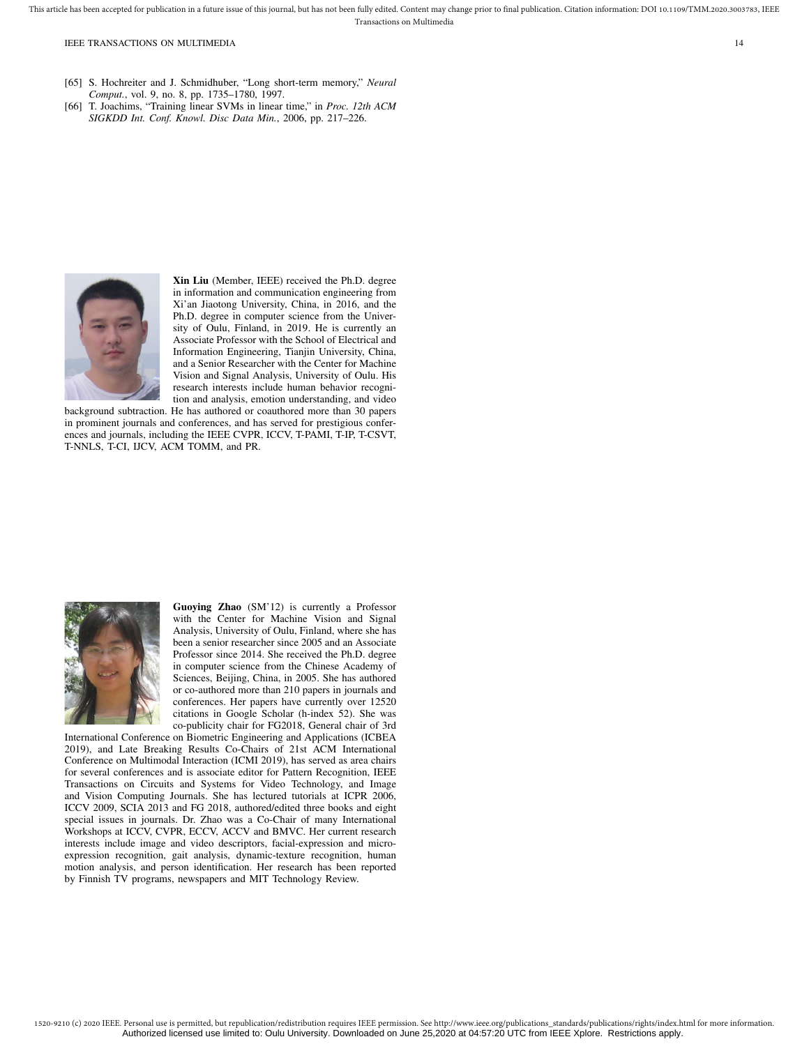[65] S. Hochreiter and J. Schmidhuber, "Long short-term memory," *Neural Comput.*, vol. 9, no. 8, pp. 1735–1780, 1997.

[66] T. Joachims, "Training linear SVMs in linear time," in *Proc. 12th ACM SIGKDD Int. Conf. Knowl. Disc Data Min.*, 2006, pp. 217–226.

**Xin Liu** (Member, IEEE) received the Ph.D. degree in information and communication engineering from Xi'an Jiaotong University, China, in 2016, and the Ph.D. degree in computer science from the University of Oulu, Finland, in 2019. He is currently an Associate Professor with the School of Electrical and Information Engineering, Tianjin University, China, and a Senior Researcher with the Center for Machine Vision and Signal Analysis, University of Oulu. His research interests include human behavior recognition and analysis, emotion understanding, and video background subtraction. He has authored or coauthored more than 30 papers in prominent journals and conferences, and has served for prestigious conferences and journals, including the IEEE CVPR, ICCV, T-PAMI, T-IP, T-CSVT, T-NNLS, T-CI, IJCV, ACM TOMM, and PR.

**Guoying Zhao** (SM'12) is currently a Professor with the Center for Machine Vision and Signal Analysis, University of Oulu, Finland, where she has been a senior researcher since 2005 and an Associate Professor since 2014. She received the Ph.D. degree in computer science from the Chinese Academy of Sciences, Beijing, China, in 2005. She has authored or co-authored more than 210 papers in journals and conferences. Her papers have currently over 12520 citations in Google Scholar (h-index 52). She was co-publicity chair for FG2018, General chair of 3rd International Conference on Biometric Engineering and Applications (ICBEA 2019), and Late Breaking Results Co-Chairs of 21st ACM International Conference on Multimodal Interaction (ICMI 2019), has served as area chairs for several conferences and is associate editor for Pattern Recognition, IEEE Transactions on Circuits and Systems for Video Technology, and Image and Vision Computing Journals. She has lectured tutorials at ICPR 2006, ICCV 2009, SCIA 2013 and FG 2018, authored/edited three books and eight special issues in journals. Dr. Zhao was a Co-Chair of many International Workshops at ICCV, CVPR, ECCV, ACCV and BMVC. Her current research interests include image and video descriptors, facial-expression and micro-expression recognition, gait analysis, dynamic-texture recognition, human motion analysis, and person identification. Her research has been reported by Finnish TV programs, newspapers and MIT Technology Review.